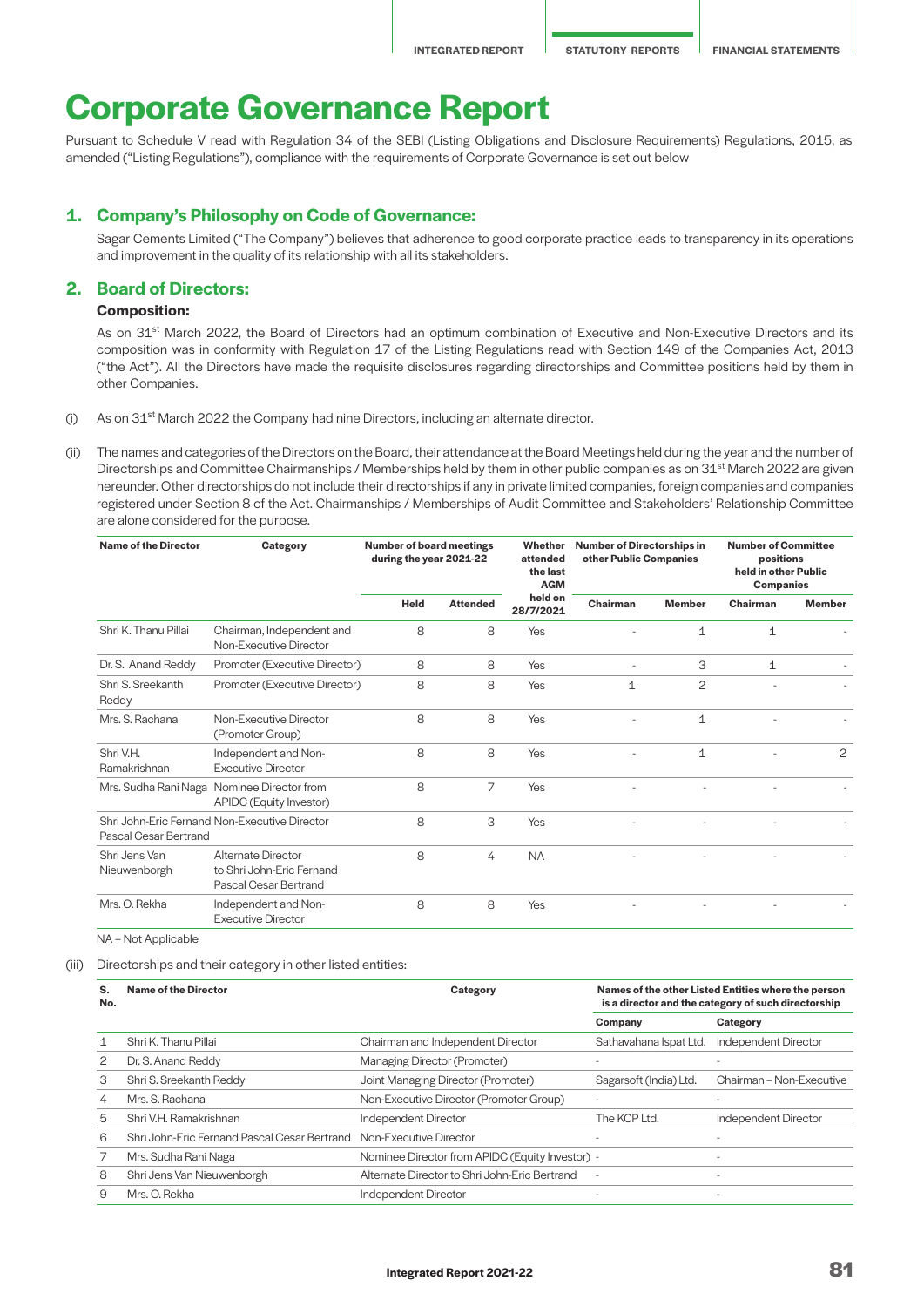# Corporate Governance Report

Pursuant to Schedule V read with Regulation 34 of the SEBI (Listing Obligations and Disclosure Requirements) Regulations, 2015, as amended ("Listing Regulations"), compliance with the requirements of Corporate Governance is set out below

## 1. Company's Philosophy on Code of Governance:

Sagar Cements Limited ("The Company") believes that adherence to good corporate practice leads to transparency in its operations and improvement in the quality of its relationship with all its stakeholders.

## 2. Board of Directors:

### Composition:

As on 31st March 2022, the Board of Directors had an optimum combination of Executive and Non-Executive Directors and its composition was in conformity with Regulation 17 of the Listing Regulations read with Section 149 of the Companies Act, 2013 ("the Act"). All the Directors have made the requisite disclosures regarding directorships and Committee positions held by them in other Companies.

(i) As on 31st March 2022 the Company had nine Directors, including an alternate director.

(ii) The names and categories of the Directors on the Board, their attendance at the Board Meetings held during the year and the number of Directorships and Committee Chairmanships / Memberships held by them in other public companies as on 31st March 2022 are given hereunder. Other directorships do not include their directorships if any in private limited companies, foreign companies and companies registered under Section 8 of the Act. Chairmanships / Memberships of Audit Committee and Stakeholders' Relationship Committee are alone considered for the purpose.

| Name of the Director | Category | Number of board meetings during the year 2021-22 | | Whether attended the last AGM held on 28/7/2021 | Number of Directorships in other Public Companies | | Number of Committee positions held in other Public Companies | |
|---|---|---|---|---|---|---|---|---|
| | | Held | Attended | | Chairman | Member | Chairman | Member |
| Shri K. Thanu Pillai | Chairman, Independent and Non-Executive Director | 8 | 8 | Yes | - | 1 | 1 | - |
| Dr. S. Anand Reddy | Promoter (Executive Director) | 8 | 8 | Yes | - | 3 | 1 | - |
| Shri S. Sreekanth Reddy | Promoter (Executive Director) | 8 | 8 | Yes | 1 | 2 | - | - |
| Mrs. S. Rachana | Non-Executive Director (Promoter Group) | 8 | 8 | Yes | - | 1 | - | - |
| Shri V.H. Ramakrishnan | Independent and Non-Executive Director | 8 | 8 | Yes | - | 1 | - | 2 |
| Mrs. Sudha Rani Naga | Nominee Director from APIDC (Equity Investor) | 8 | 7 | Yes | - | - | - | - |
| Shri John-Eric Fernand Pascal Cesar Bertrand | Non-Executive Director | 8 | 3 | Yes | - | - | - | - |
| Shri Jens Van Nieuwenborgh | Alternate Director to Shri John-Eric Fernand Pascal Cesar Bertrand | 8 | 4 | NA | - | - | - | - |
| Mrs. O. Rekha | Independent and Non-Executive Director | 8 | 8 | Yes | - | - | - | - |

NA – Not Applicable

(iii) Directorships and their category in other listed entities:

| S. No. | Name of the Director | Category | Names of the other Listed Entities where the person is a director and the category of such directorship | |
|---|---|---|---|---|
| | | | Company | Category |
| 1 | Shri K. Thanu Pillai | Chairman and Independent Director | Sathavahana Ispat Ltd. | Independent Director |
| 2 | Dr. S. Anand Reddy | Managing Director (Promoter) | - | - |
| 3 | Shri S. Sreekanth Reddy | Joint Managing Director (Promoter) | Sagarsoft (India) Ltd. | Chairman – Non-Executive |
| 4 | Mrs. S. Rachana | Non-Executive Director (Promoter Group) | - | - |
| 5 | Shri V.H. Ramakrishnan | Independent Director | The KCP Ltd. | Independent Director |
| 6 | Shri John-Eric Fernand Pascal Cesar Bertrand | Non-Executive Director | - | - |
| 7 | Mrs. Sudha Rani Naga | Nominee Director from APIDC (Equity Investor) | - | - |
| 8 | Shri Jens Van Nieuwenborgh | Alternate Director to Shri John-Eric Bertrand | - | - |
| 9 | Mrs. O. Rekha | Independent Director | - | - |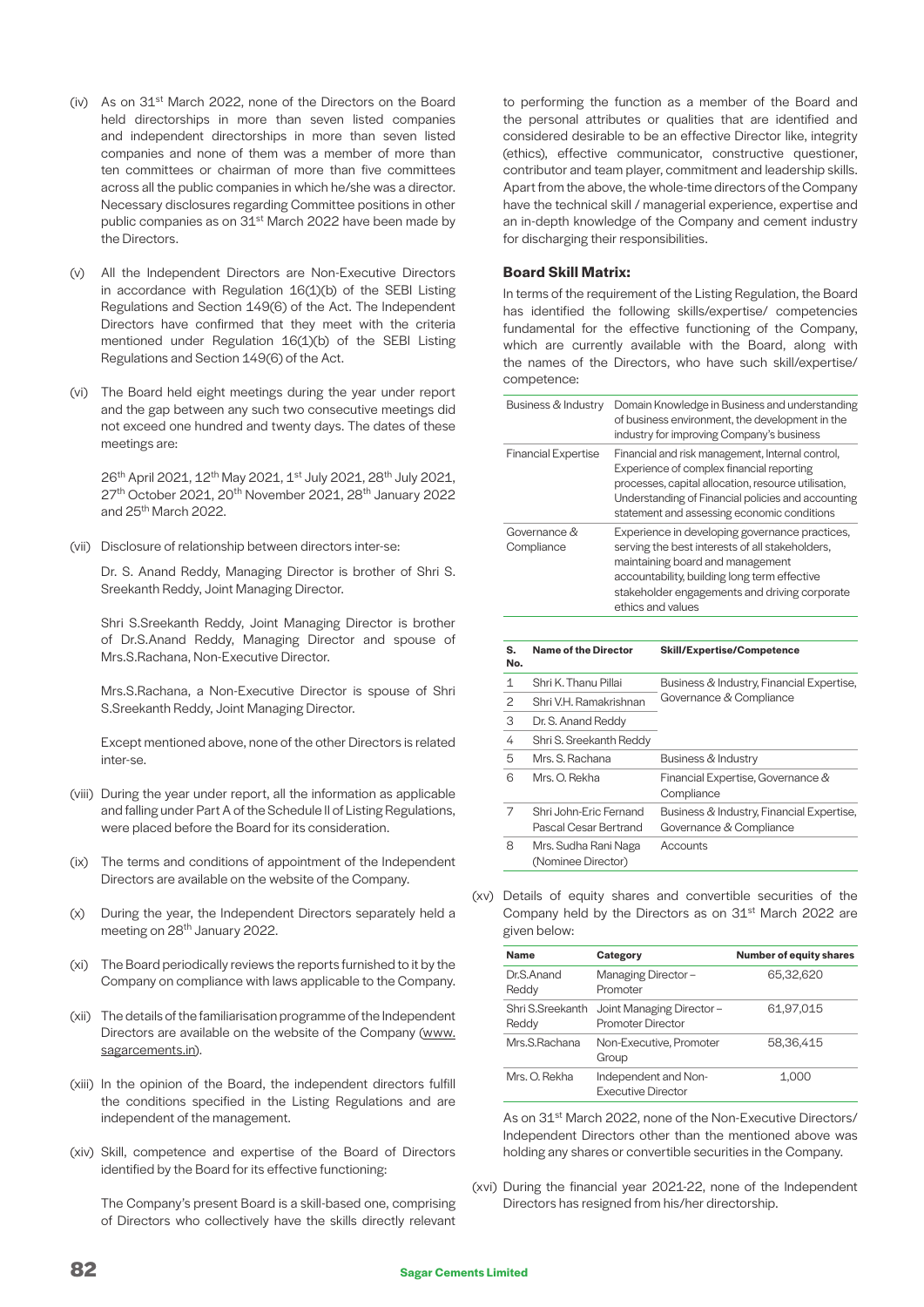(iv) As on 31st March 2022, none of the Directors on the Board held directorships in more than seven listed companies and independent directorships in more than seven listed companies and none of them was a member of more than ten committees or chairman of more than five committees across all the public companies in which he/she was a director. Necessary disclosures regarding Committee positions in other public companies as on 31st March 2022 have been made by the Directors.

(v) All the Independent Directors are Non-Executive Directors in accordance with Regulation 16(1)(b) of the SEBI Listing Regulations and Section 149(6) of the Act. The Independent Directors have confirmed that they meet with the criteria mentioned under Regulation 16(1)(b) of the SEBI Listing Regulations and Section 149(6) of the Act.

(vi) The Board held eight meetings during the year under report and the gap between any such two consecutive meetings did not exceed one hundred and twenty days. The dates of these meetings are:

26th April 2021, 12th May 2021, 1st July 2021, 28th July 2021, 27th October 2021, 20th November 2021, 28th January 2022 and 25th March 2022.

(vii) Disclosure of relationship between directors inter-se:

Dr. S. Anand Reddy, Managing Director is brother of Shri S. Sreekanth Reddy, Joint Managing Director.

Shri S.Sreekanth Reddy, Joint Managing Director is brother of Dr.S.Anand Reddy, Managing Director and spouse of Mrs.S.Rachana, Non-Executive Director.

Mrs.S.Rachana, a Non-Executive Director is spouse of Shri S.Sreekanth Reddy, Joint Managing Director.

Except mentioned above, none of the other Directors is related inter-se.

(viii) During the year under report, all the information as applicable and falling under Part A of the Schedule II of Listing Regulations, were placed before the Board for its consideration.

(ix) The terms and conditions of appointment of the Independent Directors are available on the website of the Company.

(x) During the year, the Independent Directors separately held a meeting on 28th January 2022.

(xi) The Board periodically reviews the reports furnished to it by the Company on compliance with laws applicable to the Company.

(xii) The details of the familiarisation programme of the Independent Directors are available on the website of the Company (www.sagarcements.in).

(xiii) In the opinion of the Board, the independent directors fulfill the conditions specified in the Listing Regulations and are independent of the management.

(xiv) Skill, competence and expertise of the Board of Directors identified by the Board for its effective functioning:

The Company's present Board is a skill-based one, comprising of Directors who collectively have the skills directly relevant to performing the function as a member of the Board and the personal attributes or qualities that are identified and considered desirable to be an effective Director like, integrity (ethics), effective communicator, constructive questioner, contributor and team player, commitment and leadership skills. Apart from the above, the whole-time directors of the Company have the technical skill / managerial experience, expertise and an in-depth knowledge of the Company and cement industry for discharging their responsibilities.

**Board Skill Matrix:**

In terms of the requirement of the Listing Regulation, the Board has identified the following skills/expertise/ competencies fundamental for the effective functioning of the Company, which are currently available with the Board, along with the names of the Directors, who have such skill/expertise/ competence:

| | |
|---|---|
| Business & Industry | Domain Knowledge in Business and understanding of business environment, the development in the industry for improving Company's business |
| Financial Expertise | Financial and risk management, Internal control, Experience of complex financial reporting processes, capital allocation, resource utilisation, Understanding of Financial policies and accounting statement and assessing economic conditions |
| Governance & Compliance | Experience in developing governance practices, serving the best interests of all stakeholders, maintaining board and management accountability, building long term effective stakeholder engagements and driving corporate ethics and values |

| S. No. | Name of the Director | Skill/Expertise/Competence |
|---|---|---|
| 1 | Shri K. Thanu Pillai | Business & Industry, Financial Expertise, Governance & Compliance |
| 2 | Shri V.H. Ramakrishnan | |
| 3 | Dr. S. Anand Reddy | |
| 4 | Shri S. Sreekanth Reddy | |
| 5 | Mrs. S. Rachana | Business & Industry |
| 6 | Mrs. O. Rekha | Financial Expertise, Governance & Compliance |
| 7 | Shri John-Eric Fernand Pascal Cesar Bertrand | Business & Industry, Financial Expertise, Governance & Compliance |
| 8 | Mrs. Sudha Rani Naga (Nominee Director) | Accounts |

(xv) Details of equity shares and convertible securities of the Company held by the Directors as on 31st March 2022 are given below:

| Name | Category | Number of equity shares |
|---|---|---|
| Dr.S.Anand Reddy | Managing Director – Promoter | 65,32,620 |
| Shri S.Sreekanth Reddy | Joint Managing Director – Promoter Director | 61,97,015 |
| Mrs.S.Rachana | Non-Executive, Promoter Group | 58,36,415 |
| Mrs. O. Rekha | Independent and Non-Executive Director | 1,000 |

As on 31st March 2022, none of the Non-Executive Directors/ Independent Directors other than the mentioned above was holding any shares or convertible securities in the Company.

(xvi) During the financial year 2021-22, none of the Independent Directors has resigned from his/her directorship.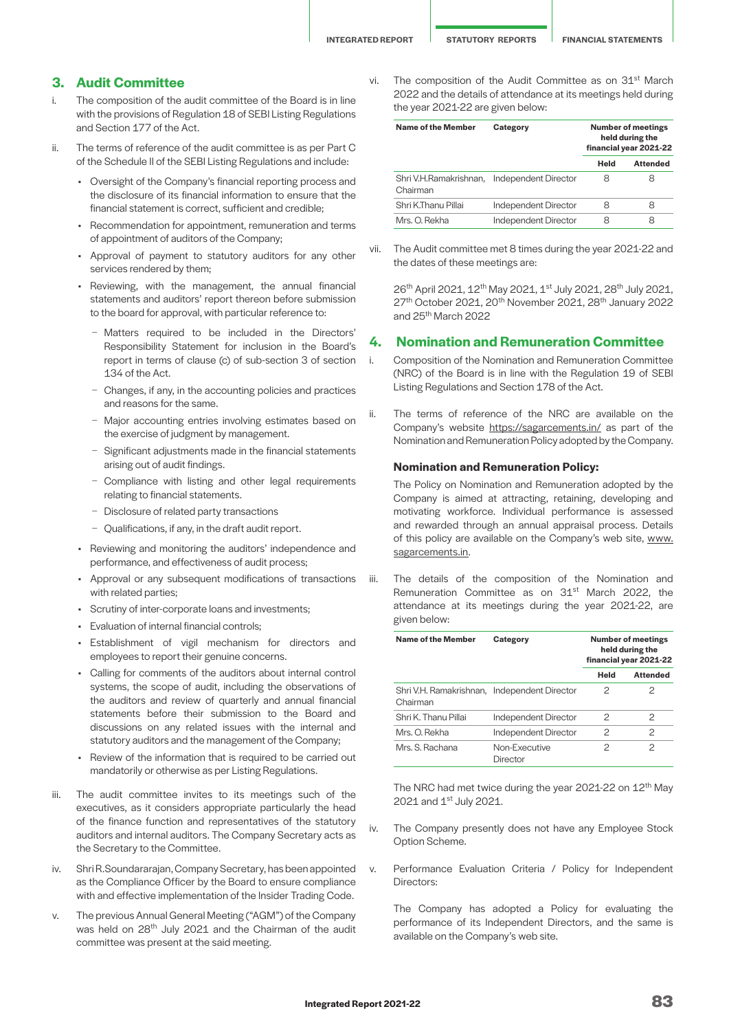## 3. Audit Committee

i. The composition of the audit committee of the Board is in line with the provisions of Regulation 18 of SEBI Listing Regulations and Section 177 of the Act.

ii. The terms of reference of the audit committee is as per Part C of the Schedule II of the SEBI Listing Regulations and include:

- Oversight of the Company's financial reporting process and the disclosure of its financial information to ensure that the financial statement is correct, sufficient and credible;
- Recommendation for appointment, remuneration and terms of appointment of auditors of the Company;
- Approval of payment to statutory auditors for any other services rendered by them;
- Reviewing, with the management, the annual financial statements and auditors' report thereon before submission to the board for approval, with particular reference to:
  - Matters required to be included in the Directors' Responsibility Statement for inclusion in the Board's report in terms of clause (c) of sub-section 3 of section 134 of the Act.
  - Changes, if any, in the accounting policies and practices and reasons for the same.
  - Major accounting entries involving estimates based on the exercise of judgment by management.
  - Significant adjustments made in the financial statements arising out of audit findings.
  - Compliance with listing and other legal requirements relating to financial statements.
  - Disclosure of related party transactions
  - Qualifications, if any, in the draft audit report.
- Reviewing and monitoring the auditors' independence and performance, and effectiveness of audit process;
- Approval or any subsequent modifications of transactions with related parties;
- Scrutiny of inter-corporate loans and investments;
- Evaluation of internal financial controls;
- Establishment of vigil mechanism for directors and employees to report their genuine concerns.
- Calling for comments of the auditors about internal control systems, the scope of audit, including the observations of the auditors and review of quarterly and annual financial statements before their submission to the Board and discussions on any related issues with the internal and statutory auditors and the management of the Company;
- Review of the information that is required to be carried out mandatorily or otherwise as per Listing Regulations.

iii. The audit committee invites to its meetings such of the executives, as it considers appropriate particularly the head of the finance function and representatives of the statutory auditors and internal auditors. The Company Secretary acts as the Secretary to the Committee.

iv. Shri R.Soundararajan, Company Secretary, has been appointed as the Compliance Officer by the Board to ensure compliance with and effective implementation of the Insider Trading Code.

v. The previous Annual General Meeting ("AGM") of the Company was held on 28th July 2021 and the Chairman of the audit committee was present at the said meeting.

vi. The composition of the Audit Committee as on 31st March 2022 and the details of attendance at its meetings held during the year 2021-22 are given below:

| Name of the Member | Category | Number of meetings held during the financial year 2021-22 | |
|---|---|---|---|
| | | Held | Attended |
| Shri V.H.Ramakrishnan, Chairman | Independent Director | 8 | 8 |
| Shri K.Thanu Pillai | Independent Director | 8 | 8 |
| Mrs. O. Rekha | Independent Director | 8 | 8 |

vii. The Audit committee met 8 times during the year 2021-22 and the dates of these meetings are:

26th April 2021, 12th May 2021, 1st July 2021, 28th July 2021, 27th October 2021, 20th November 2021, 28th January 2022 and 25th March 2022

## 4. Nomination and Remuneration Committee

i. Composition of the Nomination and Remuneration Committee (NRC) of the Board is in line with the Regulation 19 of SEBI Listing Regulations and Section 178 of the Act.

ii. The terms of reference of the NRC are available on the Company's website https://sagarcements.in/ as part of the Nomination and Remuneration Policy adopted by the Company.

**Nomination and Remuneration Policy:**

The Policy on Nomination and Remuneration adopted by the Company is aimed at attracting, retaining, developing and motivating workforce. Individual performance is assessed and rewarded through an annual appraisal process. Details of this policy are available on the Company's web site, www.sagarcements.in.

iii. The details of the composition of the Nomination and Remuneration Committee as on 31st March 2022, the attendance at its meetings during the year 2021-22, are given below:

| Name of the Member | Category | Number of meetings held during the financial year 2021-22 | |
|---|---|---|---|
| | | Held | Attended |
| Shri V.H. Ramakrishnan, Chairman | Independent Director | 2 | 2 |
| Shri K. Thanu Pillai | Independent Director | 2 | 2 |
| Mrs. O. Rekha | Independent Director | 2 | 2 |
| Mrs. S. Rachana | Non-Executive Director | 2 | 2 |

The NRC had met twice during the year 2021-22 on 12th May 2021 and 1st July 2021.

iv. The Company presently does not have any Employee Stock Option Scheme.

v. Performance Evaluation Criteria / Policy for Independent Directors:

The Company has adopted a Policy for evaluating the performance of its Independent Directors, and the same is available on the Company's web site.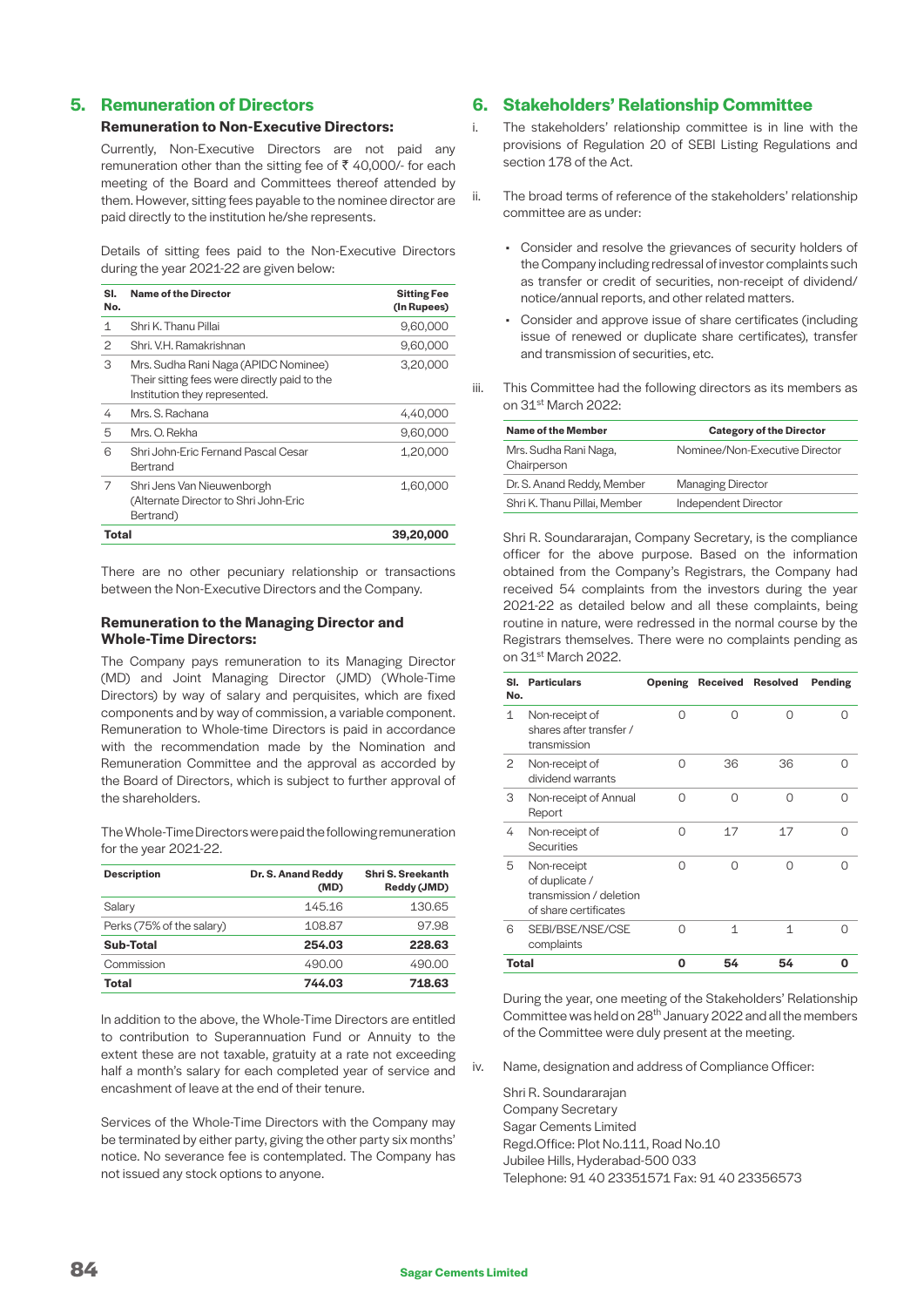## 5. Remuneration of Directors

### Remuneration to Non-Executive Directors:

Currently, Non-Executive Directors are not paid any remuneration other than the sitting fee of ₹ 40,000/- for each meeting of the Board and Committees thereof attended by them. However, sitting fees payable to the nominee director are paid directly to the institution he/she represents.

Details of sitting fees paid to the Non-Executive Directors during the year 2021-22 are given below:

| Sl. No. | Name of the Director | Sitting Fee (In Rupees) |
|---|---|---|
| 1 | Shri K. Thanu Pillai | 9,60,000 |
| 2 | Shri. V.H. Ramakrishnan | 9,60,000 |
| 3 | Mrs. Sudha Rani Naga (APIDC Nominee) Their sitting fees were directly paid to the Institution they represented. | 3,20,000 |
| 4 | Mrs. S. Rachana | 4,40,000 |
| 5 | Mrs. O. Rekha | 9,60,000 |
| 6 | Shri John-Eric Fernand Pascal Cesar Bertrand | 1,20,000 |
| 7 | Shri Jens Van Nieuwenborgh (Alternate Director to Shri John-Eric Bertrand) | 1,60,000 |
| **Total** | | **39,20,000** |

There are no other pecuniary relationship or transactions between the Non-Executive Directors and the Company.

### Remuneration to the Managing Director and Whole-Time Directors:

The Company pays remuneration to its Managing Director (MD) and Joint Managing Director (JMD) (Whole-Time Directors) by way of salary and perquisites, which are fixed components and by way of commission, a variable component. Remuneration to Whole-time Directors is paid in accordance with the recommendation made by the Nomination and Remuneration Committee and the approval as accorded by the Board of Directors, which is subject to further approval of the shareholders.

The Whole-Time Directors were paid the following remuneration for the year 2021-22.

| Description | Dr. S. Anand Reddy (MD) | Shri S. Sreekanth Reddy (JMD) |
|---|---|---|
| Salary | 145.16 | 130.65 |
| Perks (75% of the salary) | 108.87 | 97.98 |
| **Sub-Total** | **254.03** | **228.63** |
| Commission | 490.00 | 490.00 |
| **Total** | **744.03** | **718.63** |

In addition to the above, the Whole-Time Directors are entitled to contribution to Superannuation Fund or Annuity to the extent these are not taxable, gratuity at a rate not exceeding half a month's salary for each completed year of service and encashment of leave at the end of their tenure.

Services of the Whole-Time Directors with the Company may be terminated by either party, giving the other party six months' notice. No severance fee is contemplated. The Company has not issued any stock options to anyone.

## 6. Stakeholders' Relationship Committee

i. The stakeholders' relationship committee is in line with the provisions of Regulation 20 of SEBI Listing Regulations and section 178 of the Act.

ii. The broad terms of reference of the stakeholders' relationship committee are as under:

- Consider and resolve the grievances of security holders of the Company including redressal of investor complaints such as transfer or credit of securities, non-receipt of dividend/ notice/annual reports, and other related matters.
- Consider and approve issue of share certificates (including issue of renewed or duplicate share certificates), transfer and transmission of securities, etc.

iii. This Committee had the following directors as its members as on 31st March 2022:

| Name of the Member | Category of the Director |
|---|---|
| Mrs. Sudha Rani Naga, Chairperson | Nominee/Non-Executive Director |
| Dr. S. Anand Reddy, Member | Managing Director |
| Shri K. Thanu Pillai, Member | Independent Director |

Shri R. Soundararajan, Company Secretary, is the compliance officer for the above purpose. Based on the information obtained from the Company's Registrars, the Company had received 54 complaints from the investors during the year 2021-22 as detailed below and all these complaints, being routine in nature, were redressed in the normal course by the Registrars themselves. There were no complaints pending as on 31st March 2022.

| Sl. No. | Particulars | Opening | Received | Resolved | Pending |
|---|---|---|---|---|---|
| 1 | Non-receipt of shares after transfer / transmission | 0 | 0 | 0 | 0 |
| 2 | Non-receipt of dividend warrants | 0 | 36 | 36 | 0 |
| 3 | Non-receipt of Annual Report | 0 | 0 | 0 | 0 |
| 4 | Non-receipt of Securities | 0 | 17 | 17 | 0 |
| 5 | Non-receipt of duplicate / transmission / deletion of share certificates | 0 | 0 | 0 | 0 |
| 6 | SEBI/BSE/NSE/CSE complaints | 0 | 1 | 1 | 0 |
| **Total** | | **0** | **54** | **54** | **0** |

During the year, one meeting of the Stakeholders' Relationship Committee was held on 28th January 2022 and all the members of the Committee were duly present at the meeting.

iv. Name, designation and address of Compliance Officer:

Shri R. Soundararajan
Company Secretary
Sagar Cements Limited
Regd.Office: Plot No.111, Road No.10
Jubilee Hills, Hyderabad-500 033
Telephone: 91 40 23351571 Fax: 91 40 23356573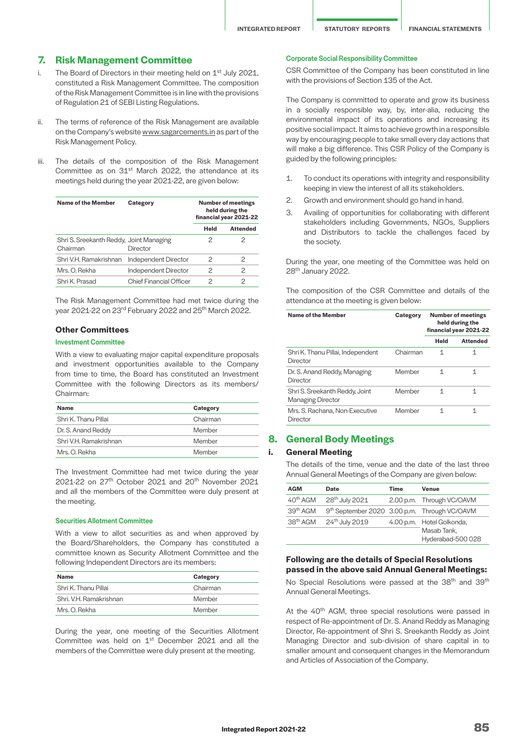## 7. Risk Management Committee

i. The Board of Directors in their meeting held on 1st July 2021, constituted a Risk Management Committee. The composition of the Risk Management Committee is in line with the provisions of Regulation 21 of SEBI Listing Regulations.

ii. The terms of reference of the Risk Management are available on the Company's website www.sagarcements.in as part of the Risk Management Policy.

iii. The details of the composition of the Risk Management Committee as on 31st March 2022, the attendance at its meetings held during the year 2021-22, are given below:

| Name of the Member | Category | Number of meetings held during the financial year 2021-22 | |
|---|---|---|---|
| | | Held | Attended |
| Shri S. Sreekanth Reddy, Chairman | Joint Managing Director | 2 | 2 |
| Shri V.H. Ramakrishnan | Independent Director | 2 | 2 |
| Mrs. O. Rekha | Independent Director | 2 | 2 |
| Shri K. Prasad | Chief Financial Officer | 2 | 2 |

The Risk Management Committee had met twice during the year 2021-22 on 23rd February 2022 and 25th March 2022.

### Other Committees

#### Investment Committee

With a view to evaluating major capital expenditure proposals and investment opportunities available to the Company from time to time, the Board has constituted an Investment Committee with the following Directors as its members/ Chairman:

| Name | Category |
|---|---|
| Shri K. Thanu Pillai | Chairman |
| Dr. S. Anand Reddy | Member |
| Shri V.H. Ramakrishnan | Member |
| Mrs. O. Rekha | Member |

The Investment Committee had met twice during the year 2021-22 on 27th October 2021 and 20th November 2021 and all the members of the Committee were duly present at the meeting.

#### Securities Allotment Committee

With a view to allot securities as and when approved by the Board/Shareholders, the Company has constituted a committee known as Security Allotment Committee and the following Independent Directors are its members:

| Name | Category |
|---|---|
| Shri K. Thanu Pillai | Chairman |
| Shri. V.H. Ramakrishnan | Member |
| Mrs. O. Rekha | Member |

During the year, one meeting of the Securities Allotment Committee was held on 1st December 2021 and all the members of the Committee were duly present at the meeting.

#### Corporate Social Responsibility Committee

CSR Committee of the Company has been constituted in line with the provisions of Section 135 of the Act.

The Company is committed to operate and grow its business in a socially responsible way, by, inter-alia, reducing the environmental impact of its operations and increasing its positive social impact. It aims to achieve growth in a responsible way by encouraging people to take small every day actions that will make a big difference. This CSR Policy of the Company is guided by the following principles:

1. To conduct its operations with integrity and responsibility keeping in view the interest of all its stakeholders.
2. Growth and environment should go hand in hand.
3. Availing of opportunities for collaborating with different stakeholders including Governments, NGOs, Suppliers and Distributors to tackle the challenges faced by the society.

During the year, one meeting of the Committee was held on 28th January 2022.

The composition of the CSR Committee and details of the attendance at the meeting is given below:

| Name of the Member | Category | Number of meetings held during the financial year 2021-22 | |
|---|---|---|---|
| | | Held | Attended |
| Shri K. Thanu Pillai, Independent Director | Chairman | 1 | 1 |
| Dr. S. Anand Reddy, Managing Director | Member | 1 | 1 |
| Shri S. Sreekanth Reddy, Joint Managing Director | Member | 1 | 1 |
| Mrs. S. Rachana, Non-Executive Director | Member | 1 | 1 |

## 8. General Body Meetings

### i. General Meeting

The details of the time, venue and the date of the last three Annual General Meetings of the Company are given below:

| AGM | Date | Time | Venue |
|---|---|---|---|
| 40th AGM | 28th July 2021 | 2.00 p.m. | Through VC/OAVM |
| 39th AGM | 9th September 2020 | 3.00 p.m. | Through VC/OAVM |
| 38th AGM | 24th July 2019 | 4.00 p.m. | Hotel Golkonda, Masab Tank, Hyderabad-500 028 |

### Following are the details of Special Resolutions passed in the above said Annual General Meetings:

No Special Resolutions were passed at the 38th and 39th Annual General Meetings.

At the 40th AGM, three special resolutions were passed in respect of Re-appointment of Dr. S. Anand Reddy as Managing Director, Re-appointment of Shri S. Sreekanth Reddy as Joint Managing Director and sub-division of share capital in to smaller amount and consequent changes in the Memorandum and Articles of Association of the Company.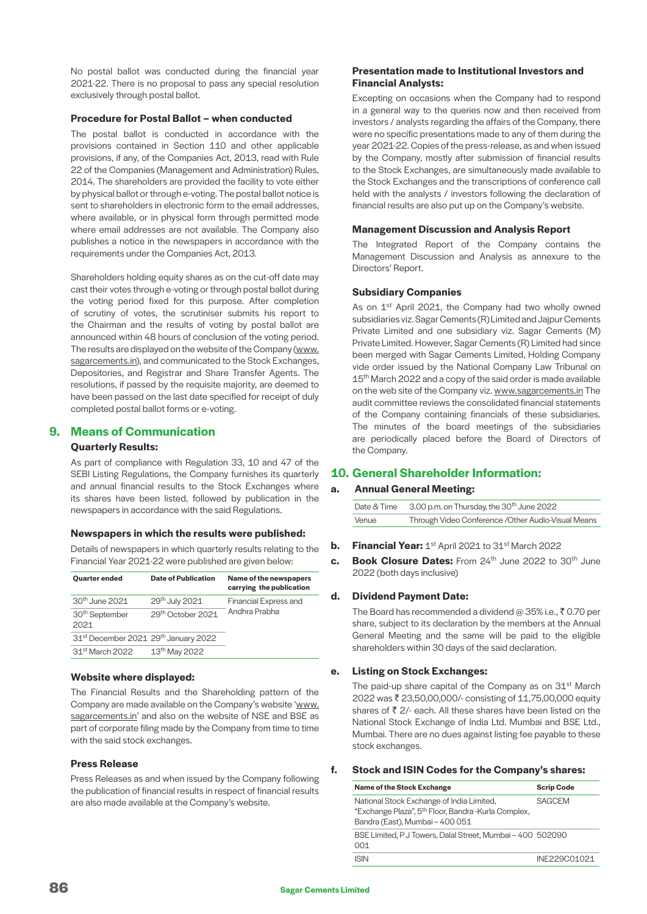No postal ballot was conducted during the financial year 2021-22. There is no proposal to pass any special resolution exclusively through postal ballot.

**Procedure for Postal Ballot – when conducted**

The postal ballot is conducted in accordance with the provisions contained in Section 110 and other applicable provisions, if any, of the Companies Act, 2013, read with Rule 22 of the Companies (Management and Administration) Rules, 2014. The shareholders are provided the facility to vote either by physical ballot or through e-voting. The postal ballot notice is sent to shareholders in electronic form to the email addresses, where available, or in physical form through permitted mode where email addresses are not available. The Company also publishes a notice in the newspapers in accordance with the requirements under the Companies Act, 2013.

Shareholders holding equity shares as on the cut-off date may cast their votes through e-voting or through postal ballot during the voting period fixed for this purpose. After completion of scrutiny of votes, the scrutiniser submits his report to the Chairman and the results of voting by postal ballot are announced within 48 hours of conclusion of the voting period. The results are displayed on the website of the Company (www.sagarcements.in), and communicated to the Stock Exchanges, Depositories, and Registrar and Share Transfer Agents. The resolutions, if passed by the requisite majority, are deemed to have been passed on the last date specified for receipt of duly completed postal ballot forms or e-voting.

## 9. Means of Communication

**Quarterly Results:**

As part of compliance with Regulation 33, 10 and 47 of the SEBI Listing Regulations, the Company furnishes its quarterly and annual financial results to the Stock Exchanges where its shares have been listed, followed by publication in the newspapers in accordance with the said Regulations.

**Newspapers in which the results were published:**

Details of newspapers in which quarterly results relating to the Financial Year 2021-22 were published are given below:

| Quarter ended | Date of Publication | Name of the newspapers carrying the publication |
|---|---|---|
| 30th June 2021 | 29th July 2021 | Financial Express and Andhra Prabha |
| 30th September 2021 | 29th October 2021 | |
| 31st December 2021 | 29th January 2022 | |
| 31st March 2022 | 13th May 2022 | |

**Website where displayed:**

The Financial Results and the Shareholding pattern of the Company are made available on the Company's website 'www.sagarcements.in' and also on the website of NSE and BSE as part of corporate filing made by the Company from time to time with the said stock exchanges.

**Press Release**

Press Releases as and when issued by the Company following the publication of financial results in respect of financial results are also made available at the Company's website.

**Presentation made to Institutional Investors and Financial Analysts:**

Excepting on occasions when the Company had to respond in a general way to the queries now and then received from investors / analysts regarding the affairs of the Company, there were no specific presentations made to any of them during the year 2021-22. Copies of the press-release, as and when issued by the Company, mostly after submission of financial results to the Stock Exchanges, are simultaneously made available to the Stock Exchanges and the transcriptions of conference call held with the analysts / investors following the declaration of financial results are also put up on the Company's website.

**Management Discussion and Analysis Report**

The Integrated Report of the Company contains the Management Discussion and Analysis as annexure to the Directors' Report.

**Subsidiary Companies**

As on 1st April 2021, the Company had two wholly owned subsidiaries viz. Sagar Cements (R) Limited and Jajpur Cements Private Limited and one subsidiary viz. Sagar Cements (M) Private Limited. However, Sagar Cements (R) Limited had since been merged with Sagar Cements Limited, Holding Company vide order issued by the National Company Law Tribunal on 15th March 2022 and a copy of the said order is made available on the web site of the Company viz. www.sagarcements.in The audit committee reviews the consolidated financial statements of the Company containing financials of these subsidiaries. The minutes of the board meetings of the subsidiaries are periodically placed before the Board of Directors of the Company.

## 10. General Shareholder Information:

**a. Annual General Meeting:**

| | |
|---|---|
| Date & Time | 3.00 p.m. on Thursday, the 30th June 2022 |
| Venue | Through Video Conference /Other Audio-Visual Means |

**b. Financial Year:** 1st April 2021 to 31st March 2022

**c. Book Closure Dates:** From 24th June 2022 to 30th June 2022 (both days inclusive)

**d. Dividend Payment Date:**

The Board has recommended a dividend @ 35% i.e., ₹ 0.70 per share, subject to its declaration by the members at the Annual General Meeting and the same will be paid to the eligible shareholders within 30 days of the said declaration.

**e. Listing on Stock Exchanges:**

The paid-up share capital of the Company as on 31st March 2022 was ₹ 23,50,00,000/- consisting of 11,75,00,000 equity shares of ₹ 2/- each. All these shares have been listed on the National Stock Exchange of India Ltd. Mumbai and BSE Ltd., Mumbai. There are no dues against listing fee payable to these stock exchanges.

**f. Stock and ISIN Codes for the Company's shares:**

| Name of the Stock Exchange | Scrip Code |
|---|---|
| National Stock Exchange of India Limited, "Exchange Plaza", 5th Floor, Bandra -Kurla Complex, Bandra (East), Mumbai – 400 051 | SAGCEM |
| BSE Limited, P J Towers, Dalal Street, Mumbai – 400 001 | 502090 |
| ISIN | INE229C01021 |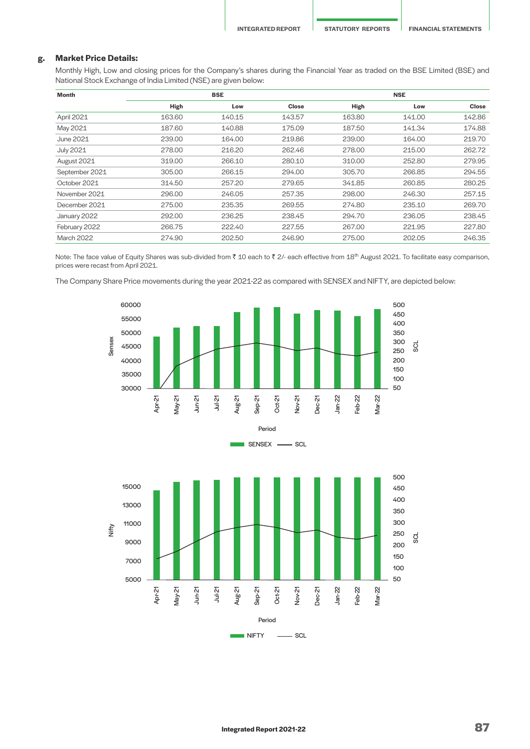## g. Market Price Details:

Monthly High, Low and closing prices for the Company's shares during the Financial Year as traded on the BSE Limited (BSE) and National Stock Exchange of India Limited (NSE) are given below:

| Month | BSE | | | NSE | | |
|---|---|---|---|---|---|---|
| | High | Low | Close | High | Low | Close |
| April 2021 | 163.60 | 140.15 | 143.57 | 163.80 | 141.00 | 142.86 |
| May 2021 | 187.60 | 140.88 | 175.09 | 187.50 | 141.34 | 174.88 |
| June 2021 | 239.00 | 164.00 | 219.86 | 239.00 | 164.00 | 219.70 |
| July 2021 | 278.00 | 216.20 | 262.46 | 278.00 | 215.00 | 262.72 |
| August 2021 | 319.00 | 266.10 | 280.10 | 310.00 | 252.80 | 279.95 |
| September 2021 | 305.00 | 266.15 | 294.00 | 305.70 | 266.85 | 294.55 |
| October 2021 | 314.50 | 257.20 | 279.65 | 341.85 | 260.85 | 280.25 |
| November 2021 | 296.00 | 246.05 | 257.35 | 298.00 | 246.30 | 257.15 |
| December 2021 | 275.00 | 235.35 | 269.55 | 274.80 | 235.10 | 269.70 |
| January 2022 | 292.00 | 236.25 | 238.45 | 294.70 | 236.05 | 238.45 |
| February 2022 | 266.75 | 222.40 | 227.55 | 267.00 | 221.95 | 227.80 |
| March 2022 | 274.90 | 202.50 | 246.90 | 275.00 | 202.05 | 246.35 |

Note: The face value of Equity Shares was sub-divided from ₹ 10 each to ₹ 2/- each effective from 18th August 2021. To facilitate easy comparison, prices were recast from April 2021.

The Company Share Price movements during the year 2021-22 as compared with SENSEX and NIFTY, are depicted below: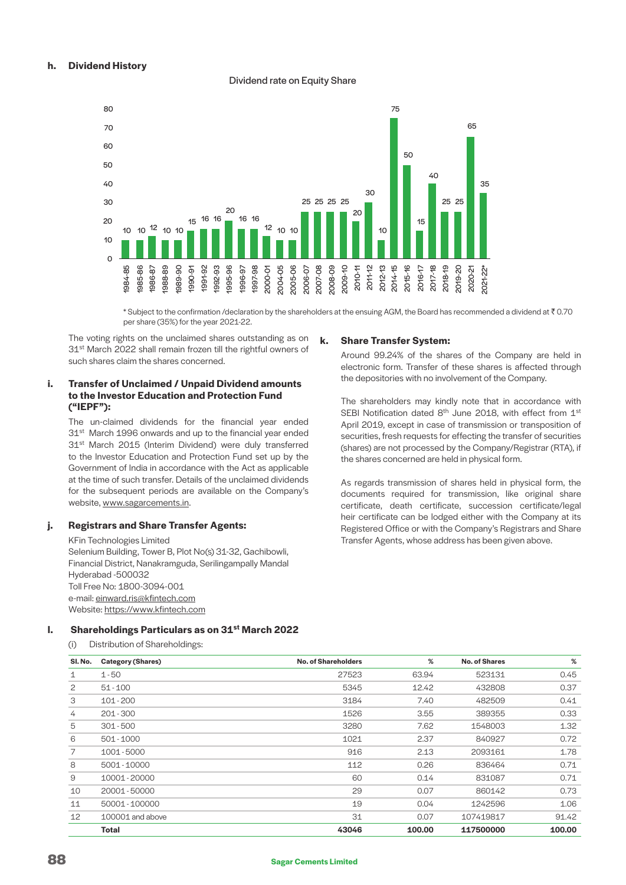#### h. Dividend History

Dividend rate on Equity Share

| Year | Dividend rate (%) |
|---|---|
| 1984-85 | 10 |
| 1985-86 | 10 |
| 1986-87 | 12 |
| 1988-89 | 10 |
| 1989-90 | 10 |
| 1990-91 | 15 |
| 1991-92 | 16 |
| 1992-93 | 16 |
| 1995-96 | 20 |
| 1996-97 | 16 |
| 1997-98 | 16 |
| 2000-01 | 12 |
| 2004-05 | 10 |
| 2005-06 | 10 |
| 2006-07 | 25 |
| 2007-08 | 25 |
| 2008-09 | 25 |
| 2009-10 | 25 |
| 2010-11 | 20 |
| 2011-12 | 30 |
| 2012-13 | 10 |
| 2014-15 | 75 |
| 2015-16 | 50 |
| 2016-17 | 15 |
| 2017-18 | 40 |
| 2018-19 | 25 |
| 2019-20 | 25 |
| 2020-21 | 65 |
| 2021-22* | 35 |

* Subject to the confirmation /declaration by the shareholders at the ensuing AGM, the Board has recommended a dividend at ₹ 0.70 per share (35%) for the year 2021-22.

The voting rights on the unclaimed shares outstanding as on 31st March 2022 shall remain frozen till the rightful owners of such shares claim the shares concerned.

#### i. Transfer of Unclaimed / Unpaid Dividend amounts to the Investor Education and Protection Fund ("IEPF"):

The un-claimed dividends for the financial year ended 31st March 1996 onwards and up to the financial year ended 31st March 2015 (Interim Dividend) were duly transferred to the Investor Education and Protection Fund set up by the Government of India in accordance with the Act as applicable at the time of such transfer. Details of the unclaimed dividends for the subsequent periods are available on the Company's website, www.sagarcements.in.

#### j. Registrars and Share Transfer Agents:

KFin Technologies Limited
Selenium Building, Tower B, Plot No(s) 31-32, Gachibowli,
Financial District, Nanakramguda, Serilingampally Mandal
Hyderabad -500032
Toll Free No: 1800-3094-001
e-mail: einward.ris@kfintech.com
Website: https://www.kfintech.com

#### k. Share Transfer System:

Around 99.24% of the shares of the Company are held in electronic form. Transfer of these shares is affected through the depositories with no involvement of the Company.

The shareholders may kindly note that in accordance with SEBI Notification dated 8th June 2018, with effect from 1st April 2019, except in case of transmission or transposition of securities, fresh requests for effecting the transfer of securities (shares) are not processed by the Company/Registrar (RTA), if the shares concerned are held in physical form.

As regards transmission of shares held in physical form, the documents required for transmission, like original share certificate, death certificate, succession certificate/legal heir certificate can be lodged either with the Company at its Registered Office or with the Company's Registrars and Share Transfer Agents, whose address has been given above.

#### l. Shareholdings Particulars as on 31st March 2022

(i) Distribution of Shareholdings:

| Sl. No. | Category (Shares) | No. of Shareholders | % | No. of Shares | % |
|---|---|---|---|---|---|
| 1 | 1 - 50 | 27523 | 63.94 | 523131 | 0.45 |
| 2 | 51 - 100 | 5345 | 12.42 | 432808 | 0.37 |
| 3 | 101 - 200 | 3184 | 7.40 | 482509 | 0.41 |
| 4 | 201 - 300 | 1526 | 3.55 | 389355 | 0.33 |
| 5 | 301 - 500 | 3280 | 7.62 | 1548003 | 1.32 |
| 6 | 501 - 1000 | 1021 | 2.37 | 840927 | 0.72 |
| 7 | 1001 - 5000 | 916 | 2.13 | 2093161 | 1.78 |
| 8 | 5001 - 10000 | 112 | 0.26 | 836464 | 0.71 |
| 9 | 10001 - 20000 | 60 | 0.14 | 831087 | 0.71 |
| 10 | 20001 - 50000 | 29 | 0.07 | 860142 | 0.73 |
| 11 | 50001 - 100000 | 19 | 0.04 | 1242596 | 1.06 |
| 12 | 100001 and above | 31 | 0.07 | 107419817 | 91.42 |
| | **Total** | **43046** | **100.00** | **117500000** | **100.00** |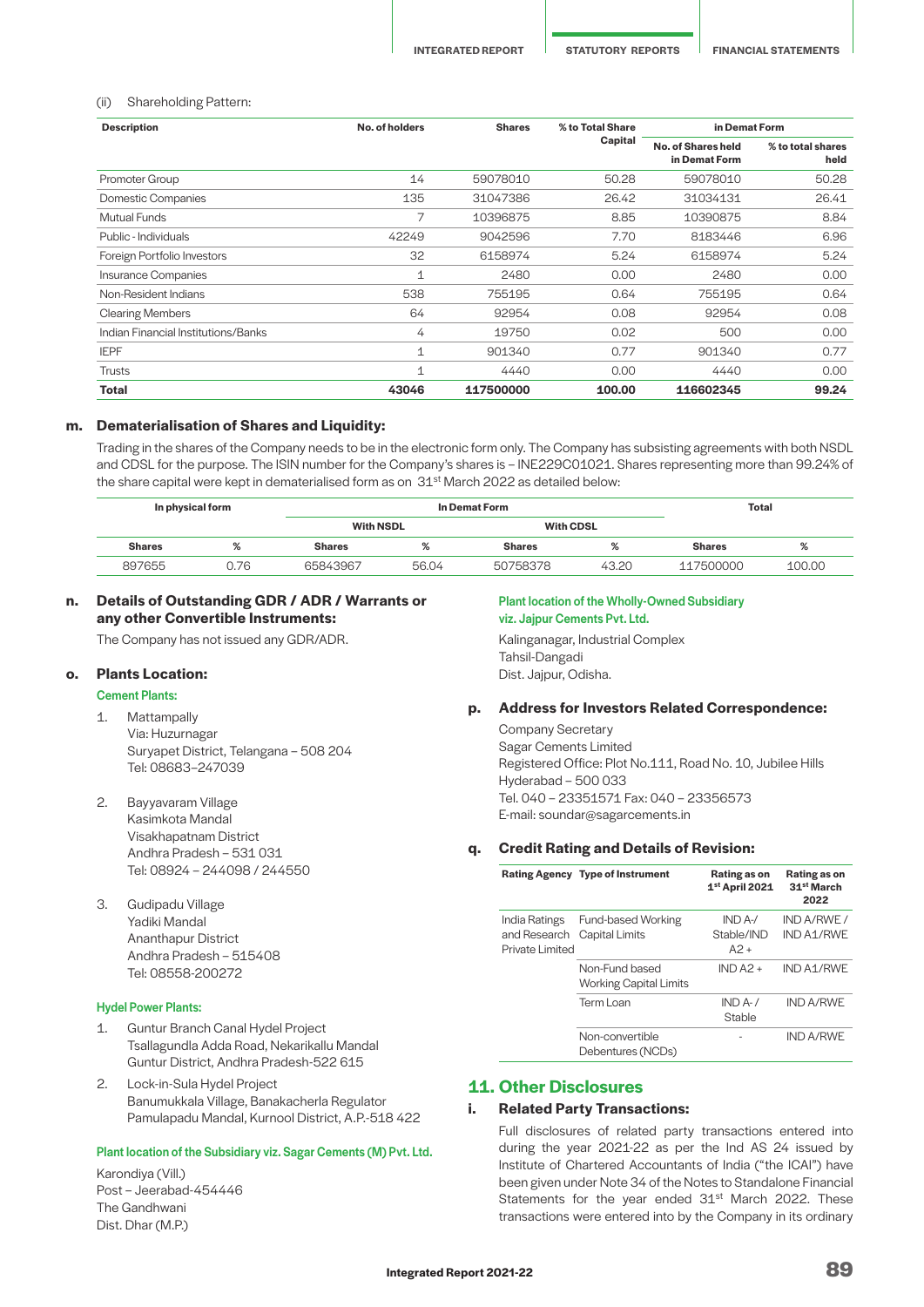(ii) Shareholding Pattern:

| Description | No. of holders | Shares | % to Total Share Capital | in Demat Form | |
|---|---|---|---|---|---|
| | | | | No. of Shares held in Demat Form | % to total shares held |
| Promoter Group | 14 | 59078010 | 50.28 | 59078010 | 50.28 |
| Domestic Companies | 135 | 31047386 | 26.42 | 31034131 | 26.41 |
| Mutual Funds | 7 | 10396875 | 8.85 | 10390875 | 8.84 |
| Public - Individuals | 42249 | 9042596 | 7.70 | 8183446 | 6.96 |
| Foreign Portfolio Investors | 32 | 6158974 | 5.24 | 6158974 | 5.24 |
| Insurance Companies | 1 | 2480 | 0.00 | 2480 | 0.00 |
| Non-Resident Indians | 538 | 755195 | 0.64 | 755195 | 0.64 |
| Clearing Members | 64 | 92954 | 0.08 | 92954 | 0.08 |
| Indian Financial Institutions/Banks | 4 | 19750 | 0.02 | 500 | 0.00 |
| IEPF | 1 | 901340 | 0.77 | 901340 | 0.77 |
| Trusts | 1 | 4440 | 0.00 | 4440 | 0.00 |
| **Total** | **43046** | **117500000** | **100.00** | **116602345** | **99.24** |

## m. Dematerialisation of Shares and Liquidity:

Trading in the shares of the Company needs to be in the electronic form only. The Company has subsisting agreements with both NSDL and CDSL for the purpose. The ISIN number for the Company's shares is – INE229C01021. Shares representing more than 99.24% of the share capital were kept in dematerialised form as on 31[st] March 2022 as detailed below:

| In physical form | | In Demat Form | | | | Total | |
|---|---|---|---|---|---|---|---|
| | | With NSDL | | With CDSL | | | |
| Shares | % | Shares | % | Shares | % | Shares | % |
| 897655 | 0.76 | 65843967 | 56.04 | 50758378 | 43.20 | 117500000 | 100.00 |

## n. Details of Outstanding GDR / ADR / Warrants or any other Convertible Instruments:

The Company has not issued any GDR/ADR.

## o. Plants Location:

### Cement Plants:

1. Mattampally
   Via: Huzurnagar
   Suryapet District, Telangana – 508 204
   Tel: 08683–247039

2. Bayyavaram Village
   Kasimkota Mandal
   Visakhapatnam District
   Andhra Pradesh – 531 031
   Tel: 08924 – 244098 / 244550

3. Gudipadu Village
   Yadiki Mandal
   Ananthapur District
   Andhra Pradesh – 515408
   Tel: 08558-200272

### Hydel Power Plants:

1. Guntur Branch Canal Hydel Project
   Tsallagundla Adda Road, Nekarikallu Mandal
   Guntur District, Andhra Pradesh-522 615

2. Lock-in-Sula Hydel Project
   Banumukkala Village, Banakacherla Regulator
   Pamulapadu Mandal, Kurnool District, A.P.-518 422

### Plant location of the Subsidiary viz. Sagar Cements (M) Pvt. Ltd.

Karondiya (Vill.)
Post – Jeerabad-454446
The Gandhwani
Dist. Dhar (M.P.)

### Plant location of the Wholly-Owned Subsidiary viz. Jajpur Cements Pvt. Ltd.

Kalinganagar, Industrial Complex
Tahsil-Dangadi
Dist. Jajpur, Odisha.

## p. Address for Investors Related Correspondence:

Company Secretary
Sagar Cements Limited
Registered Office: Plot No.111, Road No. 10, Jubilee Hills
Hyderabad – 500 033
Tel. 040 – 23351571 Fax: 040 – 23356573
E-mail: soundar@sagarcements.in

## q. Credit Rating and Details of Revision:

| Rating Agency | Type of Instrument | Rating as on 1[st] April 2021 | Rating as on 31[st] March 2022 |
|---|---|---|---|
| India Ratings and Research Private Limited | Fund-based Working Capital Limits | IND A-/ Stable/IND A2+ | IND A/RWE / IND A1/RWE |
| | Non-Fund based Working Capital Limits | IND A2+ | IND A1/RWE |
| | Term Loan | IND A-/ Stable | IND A/RWE |
| | Non-convertible Debentures (NCDs) | - | IND A/RWE |

# 11. Other Disclosures

## i. Related Party Transactions:

Full disclosures of related party transactions entered into during the year 2021-22 as per the Ind AS 24 issued by Institute of Chartered Accountants of India ("the ICAI") have been given under Note 34 of the Notes to Standalone Financial Statements for the year ended 31[st] March 2022. These transactions were entered into by the Company in its ordinary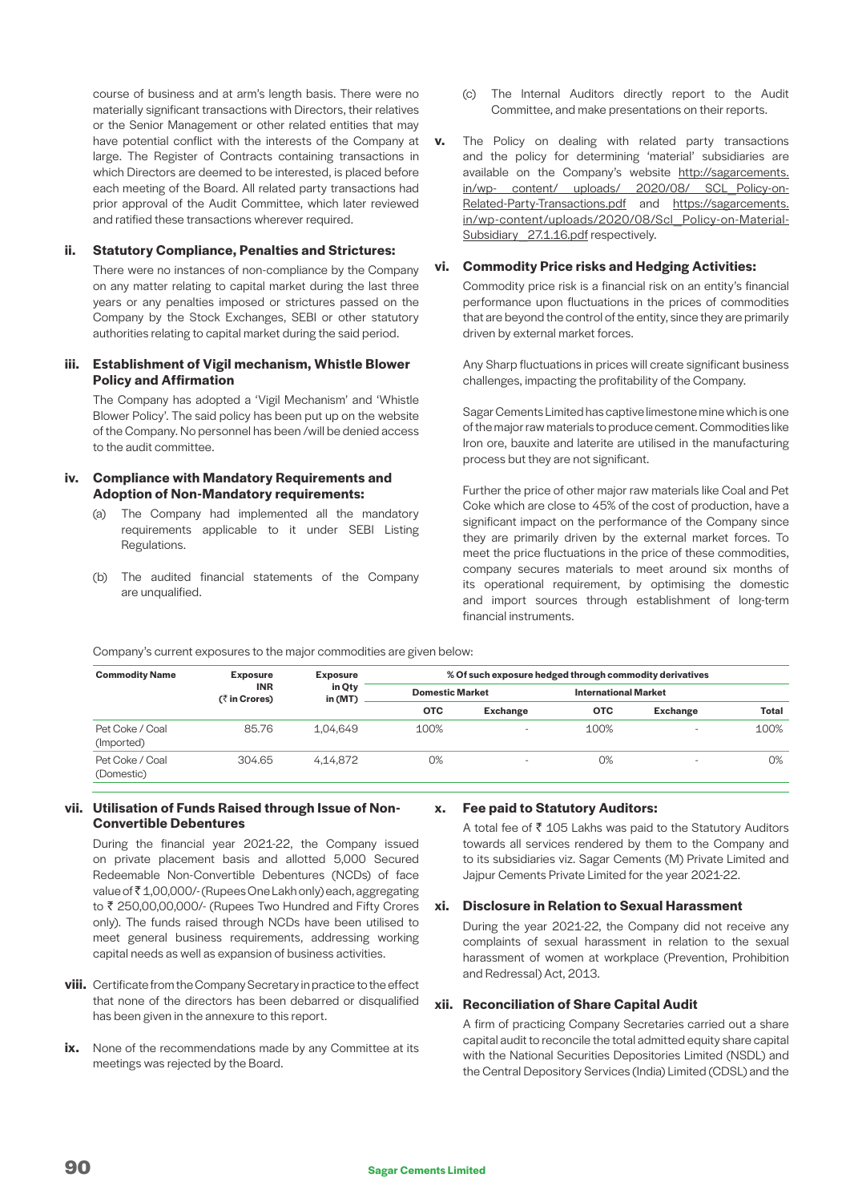course of business and at arm's length basis. There were no materially significant transactions with Directors, their relatives or the Senior Management or other related entities that may have potential conflict with the interests of the Company at large. The Register of Contracts containing transactions in which Directors are deemed to be interested, is placed before each meeting of the Board. All related party transactions had prior approval of the Audit Committee, which later reviewed and ratified these transactions wherever required.

**ii. Statutory Compliance, Penalties and Strictures:**

There were no instances of non-compliance by the Company on any matter relating to capital market during the last three years or any penalties imposed or strictures passed on the Company by the Stock Exchanges, SEBI or other statutory authorities relating to capital market during the said period.

**iii. Establishment of Vigil mechanism, Whistle Blower Policy and Affirmation**

The Company has adopted a 'Vigil Mechanism' and 'Whistle Blower Policy'. The said policy has been put up on the website of the Company. No personnel has been /will be denied access to the audit committee.

**iv. Compliance with Mandatory Requirements and Adoption of Non-Mandatory requirements:**

(a) The Company had implemented all the mandatory requirements applicable to it under SEBI Listing Regulations.

(b) The audited financial statements of the Company are unqualified.

(c) The Internal Auditors directly report to the Audit Committee, and make presentations on their reports.

**v.** The Policy on dealing with related party transactions and the policy for determining 'material' subsidiaries are available on the Company's website http://sagarcements.in/wp- content/ uploads/ 2020/08/ SCL_Policy-on-Related-Party-Transactions.pdf and https://sagarcements.in/wp-content/uploads/2020/08/Scl_Policy-on-Material-Subsidiary_27.1.16.pdf respectively.

**vi. Commodity Price risks and Hedging Activities:**

Commodity price risk is a financial risk on an entity's financial performance upon fluctuations in the prices of commodities that are beyond the control of the entity, since they are primarily driven by external market forces.

Any Sharp fluctuations in prices will create significant business challenges, impacting the profitability of the Company.

Sagar Cements Limited has captive limestone mine which is one of the major raw materials to produce cement. Commodities like Iron ore, bauxite and laterite are utilised in the manufacturing process but they are not significant.

Further the price of other major raw materials like Coal and Pet Coke which are close to 45% of the cost of production, have a significant impact on the performance of the Company since they are primarily driven by the external market forces. To meet the price fluctuations in the price of these commodities, company secures materials to meet around six months of its operational requirement, by optimising the domestic and import sources through establishment of long-term financial instruments.

Company's current exposures to the major commodities are given below:

| Commodity Name | Exposure INR (₹ in Crores) | Exposure in Qty in (MT) | % Of such exposure hedged through commodity derivatives | | | | |
|---|---|---|---|---|---|---|---|
| | | | Domestic Market | | International Market | | |
| | | | OTC | Exchange | OTC | Exchange | Total |
| Pet Coke / Coal (Imported) | 85.76 | 1,04,649 | 100% | - | 100% | - | 100% |
| Pet Coke / Coal (Domestic) | 304.65 | 4,14,872 | 0% | - | 0% | - | 0% |

**vii. Utilisation of Funds Raised through Issue of Non-Convertible Debentures**

During the financial year 2021-22, the Company issued on private placement basis and allotted 5,000 Secured Redeemable Non-Convertible Debentures (NCDs) of face value of ₹ 1,00,000/- (Rupees One Lakh only) each, aggregating to ₹ 250,00,00,000/- (Rupees Two Hundred and Fifty Crores only). The funds raised through NCDs have been utilised to meet general business requirements, addressing working capital needs as well as expansion of business activities.

**viii.** Certificate from the Company Secretary in practice to the effect that none of the directors has been debarred or disqualified has been given in the annexure to this report.

**ix.** None of the recommendations made by any Committee at its meetings was rejected by the Board.

**x. Fee paid to Statutory Auditors:**

A total fee of ₹ 105 Lakhs was paid to the Statutory Auditors towards all services rendered by them to the Company and to its subsidiaries viz. Sagar Cements (M) Private Limited and Jajpur Cements Private Limited for the year 2021-22.

**xi. Disclosure in Relation to Sexual Harassment**

During the year 2021-22, the Company did not receive any complaints of sexual harassment in relation to the sexual harassment of women at workplace (Prevention, Prohibition and Redressal) Act, 2013.

**xii. Reconciliation of Share Capital Audit**

A firm of practicing Company Secretaries carried out a share capital audit to reconcile the total admitted equity share capital with the National Securities Depositories Limited (NSDL) and the Central Depository Services (India) Limited (CDSL) and the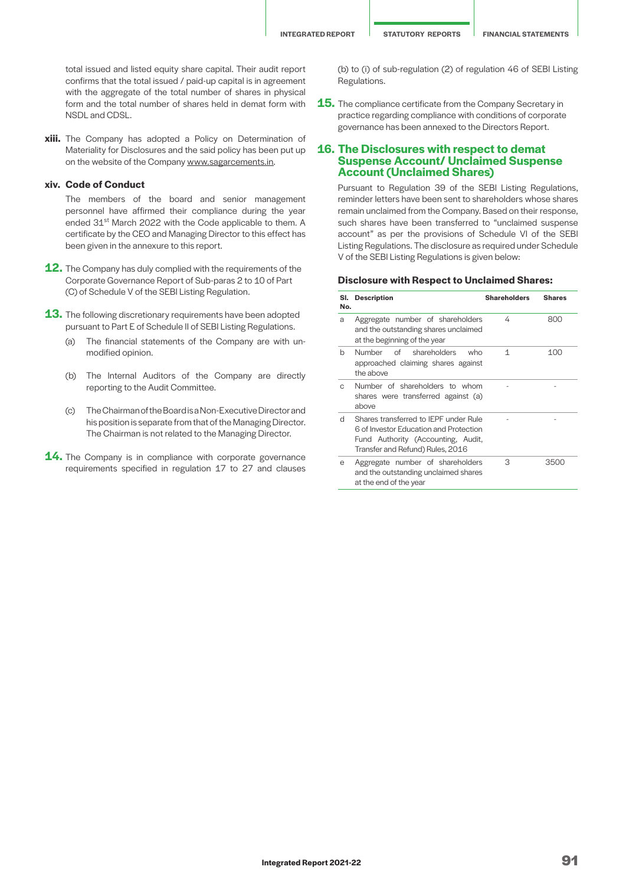total issued and listed equity share capital. Their audit report confirms that the total issued / paid-up capital is in agreement with the aggregate of the total number of shares in physical form and the total number of shares held in demat form with NSDL and CDSL.

**xiii.** The Company has adopted a Policy on Determination of Materiality for Disclosures and the said policy has been put up on the website of the Company www.sagarcements.in.

**xiv. Code of Conduct**

The members of the board and senior management personnel have affirmed their compliance during the year ended 31st March 2022 with the Code applicable to them. A certificate by the CEO and Managing Director to this effect has been given in the annexure to this report.

**12.** The Company has duly complied with the requirements of the Corporate Governance Report of Sub-paras 2 to 10 of Part (C) of Schedule V of the SEBI Listing Regulation.

**13.** The following discretionary requirements have been adopted pursuant to Part E of Schedule II of SEBI Listing Regulations.

(a) The financial statements of the Company are with un-modified opinion.

(b) The Internal Auditors of the Company are directly reporting to the Audit Committee.

(c) The Chairman of the Board is a Non-Executive Director and his position is separate from that of the Managing Director. The Chairman is not related to the Managing Director.

**14.** The Company is in compliance with corporate governance requirements specified in regulation 17 to 27 and clauses (b) to (i) of sub-regulation (2) of regulation 46 of SEBI Listing Regulations.

**15.** The compliance certificate from the Company Secretary in practice regarding compliance with conditions of corporate governance has been annexed to the Directors Report.

## 16. The Disclosures with respect to demat Suspense Account/ Unclaimed Suspense Account (Unclaimed Shares)

Pursuant to Regulation 39 of the SEBI Listing Regulations, reminder letters have been sent to shareholders whose shares remain unclaimed from the Company. Based on their response, such shares have been transferred to "unclaimed suspense account" as per the provisions of Schedule VI of the SEBI Listing Regulations. The disclosure as required under Schedule V of the SEBI Listing Regulations is given below:

**Disclosure with Respect to Unclaimed Shares:**

| Sl. No. | Description | Shareholders | Shares |
|---|---|---|---|
| a | Aggregate number of shareholders and the outstanding shares unclaimed at the beginning of the year | 4 | 800 |
| b | Number of shareholders who approached claiming shares against the above | 1 | 100 |
| c | Number of shareholders to whom shares were transferred against (a) above | - | - |
| d | Shares transferred to IEPF under Rule 6 of Investor Education and Protection Fund Authority (Accounting, Audit, Transfer and Refund) Rules, 2016 | - | - |
| e | Aggregate number of shareholders and the outstanding unclaimed shares at the end of the year | 3 | 3500 |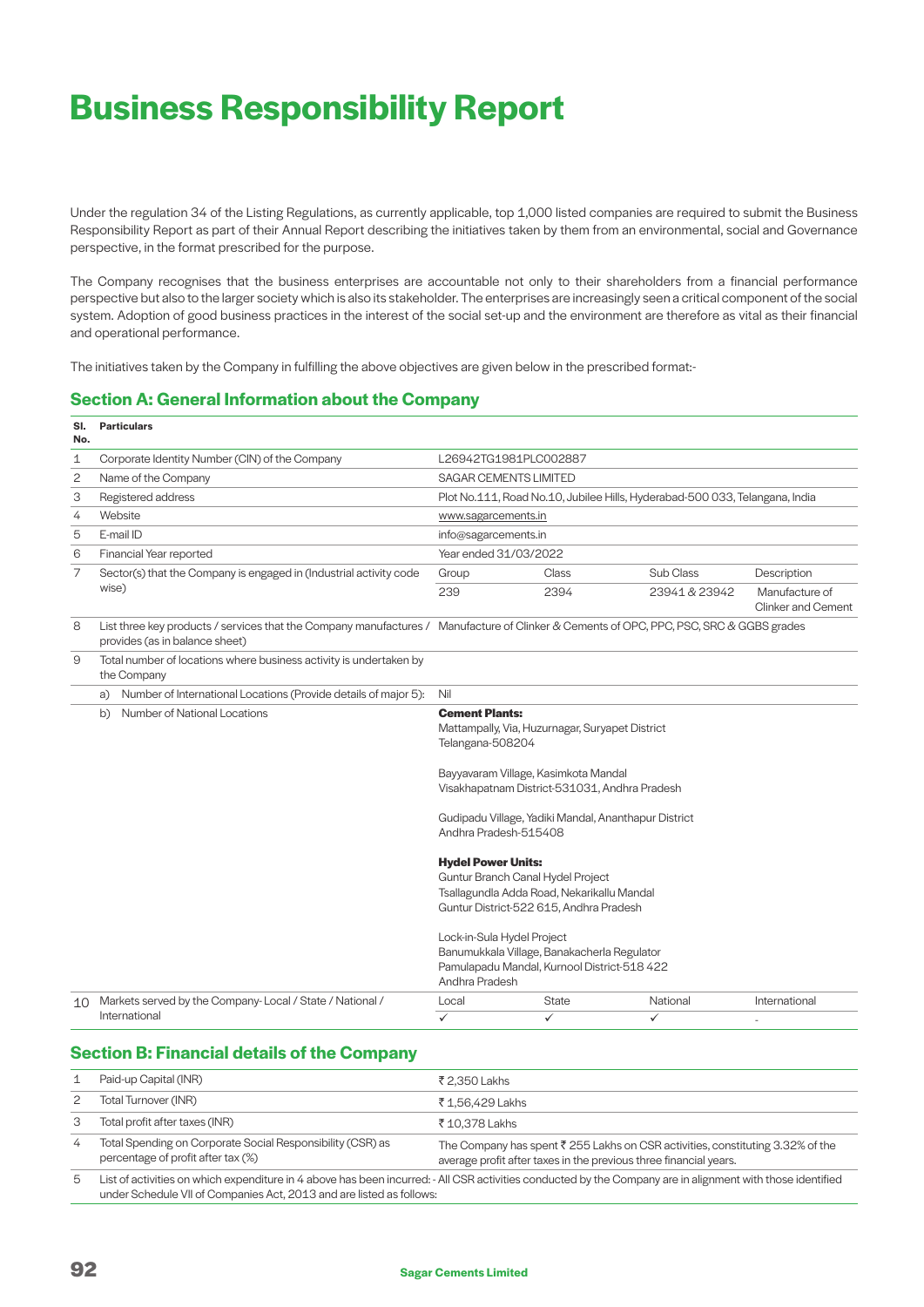# Business Responsibility Report

Under the regulation 34 of the Listing Regulations, as currently applicable, top 1,000 listed companies are required to submit the Business Responsibility Report as part of their Annual Report describing the initiatives taken by them from an environmental, social and Governance perspective, in the format prescribed for the purpose.

The Company recognises that the business enterprises are accountable not only to their shareholders from a financial performance perspective but also to the larger society which is also its stakeholder. The enterprises are increasingly seen a critical component of the social system. Adoption of good business practices in the interest of the social set-up and the environment are therefore as vital as their financial and operational performance.

The initiatives taken by the Company in fulfilling the above objectives are given below in the prescribed format:-

## Section A: General Information about the Company

| Sl. No. | Particulars | | | | |
|---|---|---|---|---|---|
| 1 | Corporate Identity Number (CIN) of the Company | L26942TG1981PLC002887 | | | |
| 2 | Name of the Company | SAGAR CEMENTS LIMITED | | | |
| 3 | Registered address | Plot No.111, Road No.10, Jubilee Hills, Hyderabad-500 033, Telangana, India | | | |
| 4 | Website | www.sagarcements.in | | | |
| 5 | E-mail ID | info@sagarcements.in | | | |
| 6 | Financial Year reported | Year ended 31/03/2022 | | | |
| 7 | Sector(s) that the Company is engaged in (Industrial activity code wise) | Group | Class | Sub Class | Description |
| | | 239 | 2394 | 23941 & 23942 | Manufacture of Clinker and Cement |
| 8 | List three key products / services that the Company manufactures / provides (as in balance sheet) | Manufacture of Clinker & Cements of OPC, PPC, PSC, SRC & GGBS grades | | | |
| 9 | Total number of locations where business activity is undertaken by the Company | | | | |
| | a) Number of International Locations (Provide details of major 5): | Nil | | | |
| | b) Number of National Locations | **Cement Plants:**<br>Mattampally, Via, Huzurnagar, Suryapet District Telangana-508204<br><br>Bayyavaram Village, Kasimkota Mandal Visakhapatnam District-531031, Andhra Pradesh<br><br>Gudipadu Village, Yadiki Mandal, Ananthapur District Andhra Pradesh-515408<br><br>**Hydel Power Units:**<br>Guntur Branch Canal Hydel Project Tsallagundla Adda Road, Nekarikallu Mandal Guntur District-522 615, Andhra Pradesh<br><br>Lock-in-Sula Hydel Project Banumukkala Village, Banakacherla Regulator Pamulapadu Mandal, Kurnool District-518 422 Andhra Pradesh | | | |
| 10 | Markets served by the Company- Local / State / National / International | Local | State | National | International |
| | | ✓ | ✓ | ✓ | - |

## Section B: Financial details of the Company

| | | |
|---|---|---|
| 1 | Paid-up Capital (INR) | ₹ 2,350 Lakhs |
| 2 | Total Turnover (INR) | ₹ 1,56,429 Lakhs |
| 3 | Total profit after taxes (INR) | ₹ 10,378 Lakhs |
| 4 | Total Spending on Corporate Social Responsibility (CSR) as percentage of profit after tax (%) | The Company has spent ₹ 255 Lakhs on CSR activities, constituting 3.32% of the average profit after taxes in the previous three financial years. |
| 5 | List of activities on which expenditure in 4 above has been incurred: - All CSR activities conducted by the Company are in alignment with those identified under Schedule VII of Companies Act, 2013 and are listed as follows: | |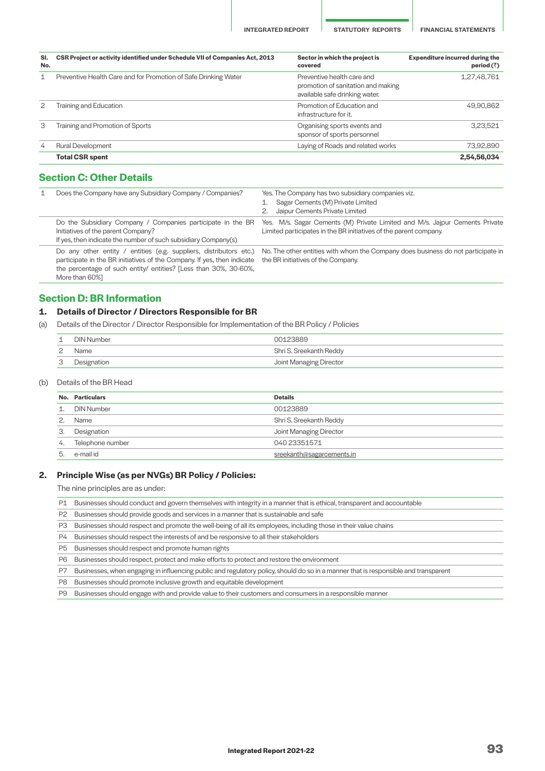| Sl. No. | CSR Project or activity identified under Schedule VII of Companies Act, 2013 | Sector in which the project is covered | Expenditure incurred during the period (₹) |
|---|---|---|---|
| 1 | Preventive Health Care and for Promotion of Safe Drinking Water | Preventive health care and promotion of sanitation and making available safe drinking water. | 1,27,48,761 |
| 2 | Training and Education | Promotion of Education and infrastructure for it. | 49,90,862 |
| 3 | Training and Promotion of Sports | Organising sports events and sponsor of sports personnel | 3,23,521 |
| 4 | Rural Development | Laying of Roads and related works | 73,92,890 |
| | **Total CSR spent** | | **2,54,56,034** |

## Section C: Other Details

| | | |
|---|---|---|
| 1 | Does the Company have any Subsidiary Company / Companies? | Yes. The Company has two subsidiary companies viz. 1. Sagar Cements (M) Private Limited 2. Jaipur Cements Private Limited |
| | Do the Subsidiary Company / Companies participate in the BR Initiatives of the parent Company? If yes, then indicate the number of such subsidiary Company(s) | Yes. M/s. Sagar Cements (M) Private Limited and M/s. Jajpur Cements Private Limited participates in the BR initiatives of the parent company. |
| | Do any other entity / entities (e.g. suppliers, distributors etc.) participate in the BR initiatives of the Company. If yes, then indicate the percentage of such entity/ entities? [Less than 30%, 30-60%, More than 60%] | No. The other entities with whom the Company does business do not participate in the BR initiatives of the Company. |

## Section D: BR Information

### 1. Details of Director / Directors Responsible for BR

(a) Details of the Director / Director Responsible for Implementation of the BR Policy / Policies

| | | |
|---|---|---|
| 1 | DIN Number | 00123889 |
| 2 | Name | Shri S. Sreekanth Reddy |
| 3 | Designation | Joint Managing Director |

(b) Details of the BR Head

| No. | Particulars | Details |
|---|---|---|
| 1. | DIN Number | 00123889 |
| 2. | Name | Shri S. Sreekanth Reddy |
| 3. | Designation | Joint Managing Director |
| 4. | Telephone number | 040 23351571 |
| 5. | e-mail id | sreekanth@sagarcements.in |

### 2. Principle Wise (as per NVGs) BR Policy / Policies:

The nine principles are as under:

| | |
|---|---|
| P1 | Businesses should conduct and govern themselves with integrity in a manner that is ethical, transparent and accountable |
| P2 | Businesses should provide goods and services in a manner that is sustainable and safe |
| P3 | Businesses should respect and promote the well-being of all its employees, including those in their value chains |
| P4 | Businesses should respect the interests of and be responsive to all their stakeholders |
| P5 | Businesses should respect and promote human rights |
| P6 | Businesses should respect, protect and make efforts to protect and restore the environment |
| P7 | Businesses, when engaging in influencing public and regulatory policy, should do so in a manner that is responsible and transparent |
| P8 | Businesses should promote inclusive growth and equitable development |
| P9 | Businesses should engage with and provide value to their customers and consumers in a responsible manner |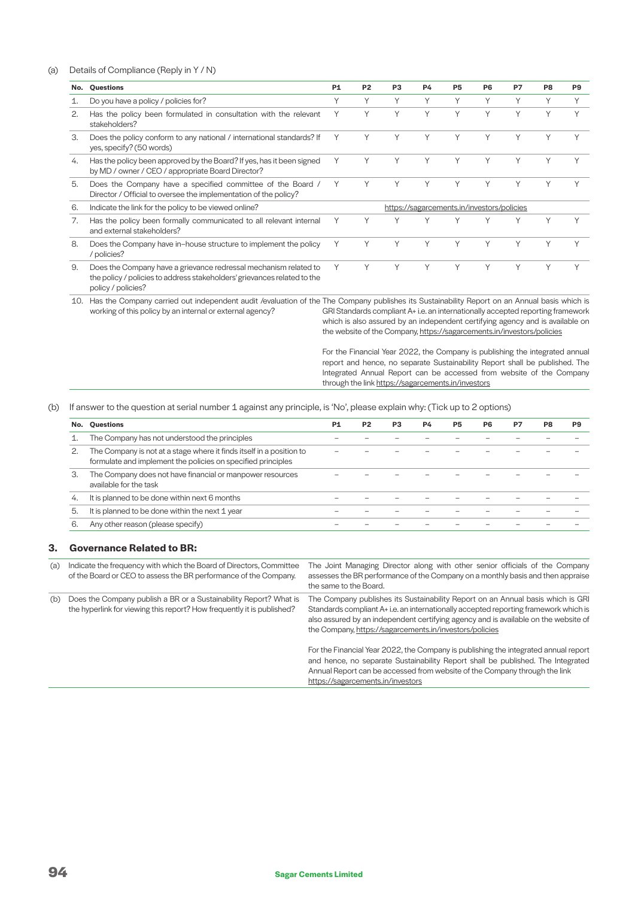(a) Details of Compliance (Reply in Y / N)

| No. | Questions | P1 | P2 | P3 | P4 | P5 | P6 | P7 | P8 | P9 |
|---|---|---|---|---|---|---|---|---|---|---|
| 1. | Do you have a policy / policies for? | Y | Y | Y | Y | Y | Y | Y | Y | Y |
| 2. | Has the policy been formulated in consultation with the relevant stakeholders? | Y | Y | Y | Y | Y | Y | Y | Y | Y |
| 3. | Does the policy conform to any national / international standards? If yes, specify? (50 words) | Y | Y | Y | Y | Y | Y | Y | Y | Y |
| 4. | Has the policy been approved by the Board? If yes, has it been signed by MD / owner / CEO / appropriate Board Director? | Y | Y | Y | Y | Y | Y | Y | Y | Y |
| 5. | Does the Company have a specified committee of the Board / Director / Official to oversee the implementation of the policy? | Y | Y | Y | Y | Y | Y | Y | Y | Y |
| 6. | Indicate the link for the policy to be viewed online? | https://sagarcements.in/investors/policies | | | | | | | | |
| 7. | Has the policy been formally communicated to all relevant internal and external stakeholders? | Y | Y | Y | Y | Y | Y | Y | Y | Y |
| 8. | Does the Company have in–house structure to implement the policy / policies? | Y | Y | Y | Y | Y | Y | Y | Y | Y |
| 9. | Does the Company have a grievance redressal mechanism related to the policy / policies to address stakeholders' grievances related to the policy / policies? | Y | Y | Y | Y | Y | Y | Y | Y | Y |
| 10. | Has the Company carried out independent audit /evaluation of the working of this policy by an internal or external agency? | The Company publishes its Sustainability Report on an Annual basis which is GRI Standards compliant A+ i.e. an internationally accepted reporting framework which is also assured by an independent certifying agency and is available on the website of the Company, https://sagarcements.in/investors/policies<br><br>For the Financial Year 2022, the Company is publishing the integrated annual report and hence, no separate Sustainability Report shall be published. The Integrated Annual Report can be accessed from website of the Company through the link https://sagarcements.in/investors | | | | | | | | |

(b) If answer to the question at serial number 1 against any principle, is 'No', please explain why: (Tick up to 2 options)

| No. | Questions | P1 | P2 | P3 | P4 | P5 | P6 | P7 | P8 | P9 |
|---|---|---|---|---|---|---|---|---|---|---|
| 1. | The Company has not understood the principles | – | – | – | – | – | – | – | – | – |
| 2. | The Company is not at a stage where it finds itself in a position to formulate and implement the policies on specified principles | – | – | – | – | – | – | – | – | – |
| 3. | The Company does not have financial or manpower resources available for the task | – | – | – | – | – | – | – | – | – |
| 4. | It is planned to be done within next 6 months | – | – | – | – | – | – | – | – | – |
| 5. | It is planned to be done within the next 1 year | – | – | – | – | – | – | – | – | – |
| 6. | Any other reason (please specify) | – | – | – | – | – | – | – | – | – |

## 3. Governance Related to BR:

| | | |
|---|---|---|
| (a) | Indicate the frequency with which the Board of Directors, Committee of the Board or CEO to assess the BR performance of the Company. | The Joint Managing Director along with other senior officials of the Company assesses the BR performance of the Company on a monthly basis and then appraise the same to the Board. |
| (b) | Does the Company publish a BR or a Sustainability Report? What is the hyperlink for viewing this report? How frequently it is published? | The Company publishes its Sustainability Report on an Annual basis which is GRI Standards compliant A+ i.e. an internationally accepted reporting framework which is also assured by an independent certifying agency and is available on the website of the Company, https://sagarcements.in/investors/policies<br><br>For the Financial Year 2022, the Company is publishing the integrated annual report and hence, no separate Sustainability Report shall be published. The Integrated Annual Report can be accessed from website of the Company through the link https://sagarcements.in/investors |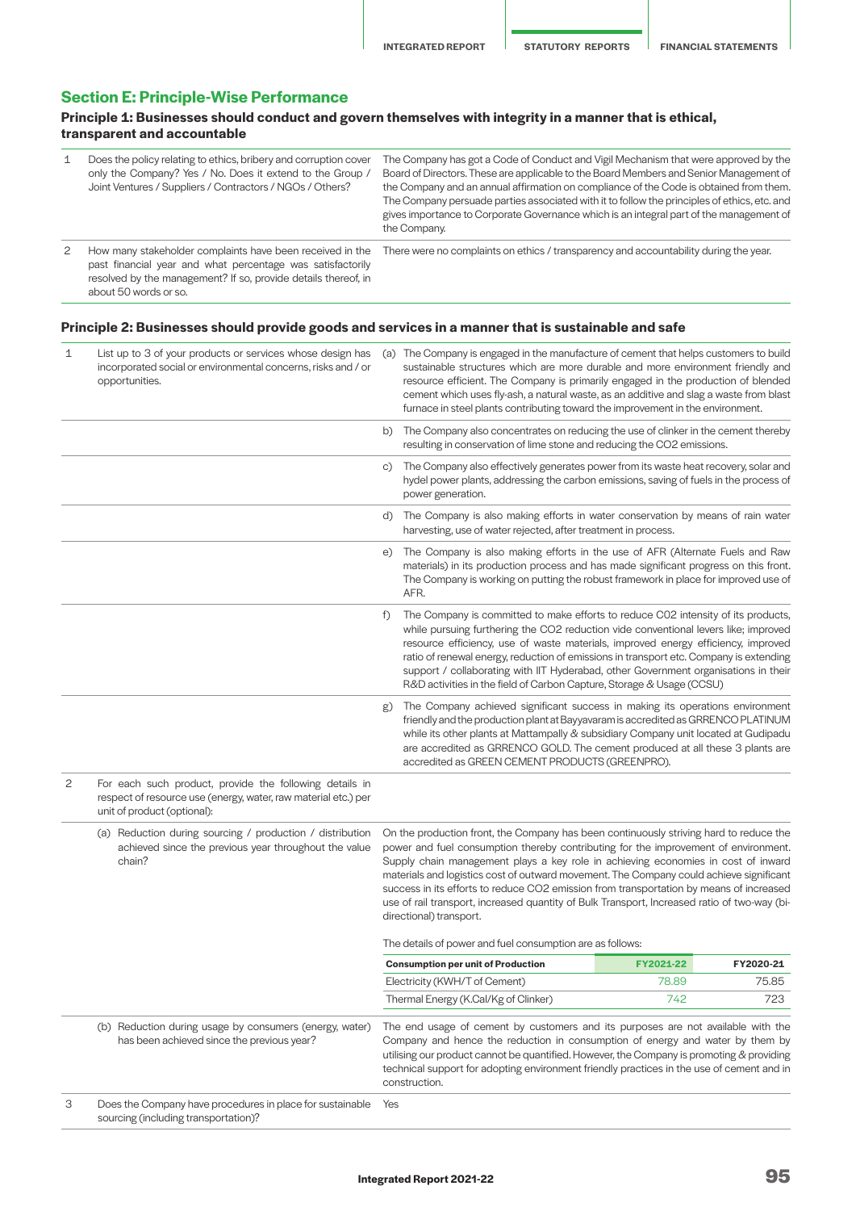## Section E: Principle-Wise Performance

### Principle 1: Businesses should conduct and govern themselves with integrity in a manner that is ethical, transparent and accountable

| | | |
|---|---|---|
| 1 | Does the policy relating to ethics, bribery and corruption cover only the Company? Yes / No. Does it extend to the Group / Joint Ventures / Suppliers / Contractors / NGOs / Others? | The Company has got a Code of Conduct and Vigil Mechanism that were approved by the Board of Directors. These are applicable to the Board Members and Senior Management of the Company and an annual affirmation on compliance of the Code is obtained from them. The Company persuade parties associated with it to follow the principles of ethics, etc. and gives importance to Corporate Governance which is an integral part of the management of the Company. |
| 2 | How many stakeholder complaints have been received in the past financial year and what percentage was satisfactorily resolved by the management? If so, provide details thereof, in about 50 words or so. | There were no complaints on ethics / transparency and accountability during the year. |

### Principle 2: Businesses should provide goods and services in a manner that is sustainable and safe

| | | |
|---|---|---|
| 1 | List up to 3 of your products or services whose design has incorporated social or environmental concerns, risks and / or opportunities. | (a) The Company is engaged in the manufacture of cement that helps customers to build sustainable structures which are more durable and more environment friendly and resource efficient. The Company is primarily engaged in the production of blended cement which uses fly-ash, a natural waste, as an additive and slag a waste from blast furnace in steel plants contributing toward the improvement in the environment. |
| | | b) The Company also concentrates on reducing the use of clinker in the cement thereby resulting in conservation of lime stone and reducing the CO2 emissions. |
| | | c) The Company also effectively generates power from its waste heat recovery, solar and hydel power plants, addressing the carbon emissions, saving of fuels in the process of power generation. |
| | | d) The Company is also making efforts in water conservation by means of rain water harvesting, use of water rejected, after treatment in process. |
| | | e) The Company is also making efforts in the use of AFR (Alternate Fuels and Raw materials) in its production process and has made significant progress on this front. The Company is working on putting the robust framework in place for improved use of AFR. |
| | | f) The Company is committed to make efforts to reduce C02 intensity of its products, while pursuing furthering the CO2 reduction vide conventional levers like; improved resource efficiency, use of waste materials, improved energy efficiency, improved ratio of renewal energy, reduction of emissions in transport etc. Company is extending support / collaborating with IIT Hyderabad, other Government organisations in their R&D activities in the field of Carbon Capture, Storage & Usage (CCSU) |
| | | g) The Company achieved significant success in making its operations environment friendly and the production plant at Bayyavaram is accredited as GRRENCO PLATINUM while its other plants at Mattampally & subsidiary Company unit located at Gudipadu are accredited as GRRENCO GOLD. The cement produced at all these 3 plants are accredited as GREEN CEMENT PRODUCTS (GREENPRO). |
| 2 | For each such product, provide the following details in respect of resource use (energy, water, raw material etc.) per unit of product (optional): | |
| | (a) Reduction during sourcing / production / distribution achieved since the previous year throughout the value chain? | On the production front, the Company has been continuously striving hard to reduce the power and fuel consumption thereby contributing for the improvement of environment. Supply chain management plays a key role in achieving economies in cost of inward materials and logistics cost of outward movement. The Company could achieve significant success in its efforts to reduce CO2 emission from transportation by means of increased use of rail transport, increased quantity of Bulk Transport, Increased ratio of two-way (bi-directional) transport.<br><br>The details of power and fuel consumption are as follows: (see table below) |
| | (b) Reduction during usage by consumers (energy, water) has been achieved since the previous year? | The end usage of cement by customers and its purposes are not available with the Company and hence the reduction in consumption of energy and water by them by utilising our product cannot be quantified. However, the Company is promoting & providing technical support for adopting environment friendly practices in the use of cement and in construction. |
| 3 | Does the Company have procedures in place for sustainable sourcing (including transportation)? | Yes |

| Consumption per unit of Production | FY2021-22 | FY2020-21 |
|---|---|---|
| Electricity (KWH/T of Cement) | 78.89 | 75.85 |
| Thermal Energy (K.Cal/Kg of Clinker) | 742 | 723 |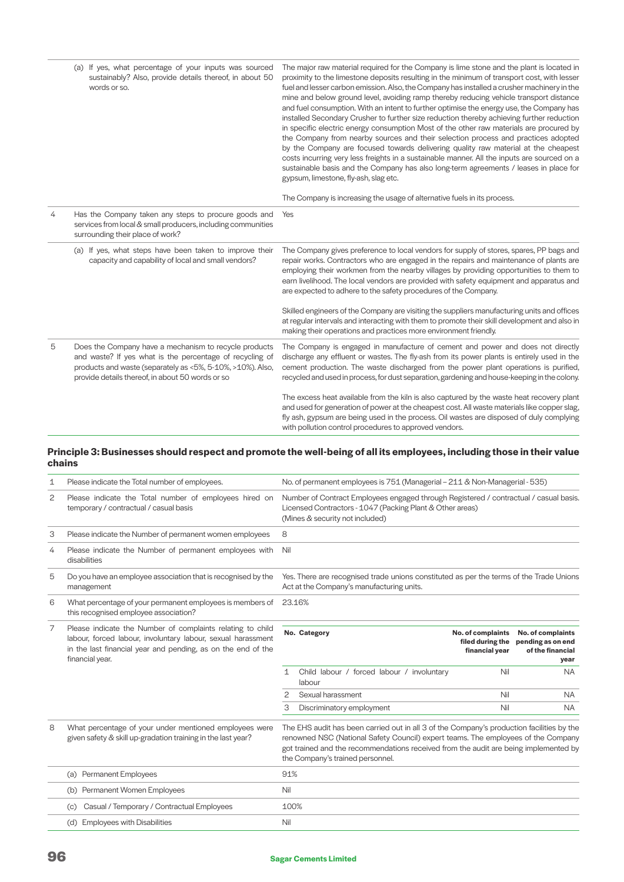| | | |
|---|---|---|
| | (a) If yes, what percentage of your inputs was sourced sustainably? Also, provide details thereof, in about 50 words or so. | The major raw material required for the Company is lime stone and the plant is located in proximity to the limestone deposits resulting in the minimum of transport cost, with lesser fuel and lesser carbon emission. Also, the Company has installed a crusher machinery in the mine and below ground level, avoiding ramp thereby reducing vehicle transport distance and fuel consumption. With an intent to further optimise the energy use, the Company has installed Secondary Crusher to further size reduction thereby achieving further reduction in specific electric energy consumption Most of the other raw materials are procured by the Company from nearby sources and their selection process and practices adopted by the Company are focused towards delivering quality raw material at the cheapest costs incurring very less freights in a sustainable manner. All the inputs are sourced on a sustainable basis and the Company has also long-term agreements / leases in place for gypsum, limestone, fly-ash, slag etc.<br><br>The Company is increasing the usage of alternative fuels in its process. |
| 4 | Has the Company taken any steps to procure goods and services from local & small producers, including communities surrounding their place of work? | Yes |
| | (a) If yes, what steps have been taken to improve their capacity and capability of local and small vendors? | The Company gives preference to local vendors for supply of stores, spares, PP bags and repair works. Contractors who are engaged in the repairs and maintenance of plants are employing their workmen from the nearby villages by providing opportunities to them to earn livelihood. The local vendors are provided with safety equipment and apparatus and are expected to adhere to the safety procedures of the Company.<br><br>Skilled engineers of the Company are visiting the suppliers manufacturing units and offices at regular intervals and interacting with them to promote their skill development and also in making their operations and practices more environment friendly. |
| 5 | Does the Company have a mechanism to recycle products and waste? If yes what is the percentage of recycling of products and waste (separately as <5%, 5-10%, >10%). Also, provide details thereof, in about 50 words or so | The Company is engaged in manufacture of cement and power and does not directly discharge any effluent or wastes. The fly-ash from its power plants is entirely used in the cement production. The waste discharged from the power plant operations is purified, recycled and used in process, for dust separation, gardening and house-keeping in the colony.<br><br>The excess heat available from the kiln is also captured by the waste heat recovery plant and used for generation of power at the cheapest cost. All waste materials like copper slag, fly ash, gypsum are being used in the process. Oil wastes are disposed of duly complying with pollution control procedures to approved vendors. |

## Principle 3: Businesses should respect and promote the well-being of all its employees, including those in their value chains

| | | |
|---|---|---|
| 1 | Please indicate the Total number of employees. | No. of permanent employees is 751 (Managerial – 211 & Non-Managerial - 535) |
| 2 | Please indicate the Total number of employees hired on temporary / contractual / casual basis | Number of Contract Employees engaged through Registered / contractual / casual basis. Licensed Contractors - 1047 (Packing Plant & Other areas)<br>(Mines & security not included) |
| 3 | Please indicate the Number of permanent women employees | 8 |
| 4 | Please indicate the Number of permanent employees with disabilities | Nil |
| 5 | Do you have an employee association that is recognised by the management | Yes. There are recognised trade unions constituted as per the terms of the Trade Unions Act at the Company's manufacturing units. |
| 6 | What percentage of your permanent employees is members of this recognised employee association? | 23.16% |
| 7 | Please indicate the Number of complaints relating to child labour, forced labour, involuntary labour, sexual harassment in the last financial year and pending, as on the end of the financial year. | See table below |

| No. | Category | No. of complaints filed during the financial year | No. of complaints pending as on end of the financial year |
|---|---|---|---|
| 1 | Child labour / forced labour / involuntary labour | Nil | NA |
| 2 | Sexual harassment | Nil | NA |
| 3 | Discriminatory employment | Nil | NA |

| | | |
|---|---|---|
| 8 | What percentage of your under mentioned employees were given safety & skill up-gradation training in the last year? | The EHS audit has been carried out in all 3 of the Company's production facilities by the renowned NSC (National Safety Council) expert teams. The employees of the Company got trained and the recommendations received from the audit are being implemented by the Company's trained personnel. |
| | (a) Permanent Employees | 91% |
| | (b) Permanent Women Employees | Nil |
| | (c) Casual / Temporary / Contractual Employees | 100% |
| | (d) Employees with Disabilities | Nil |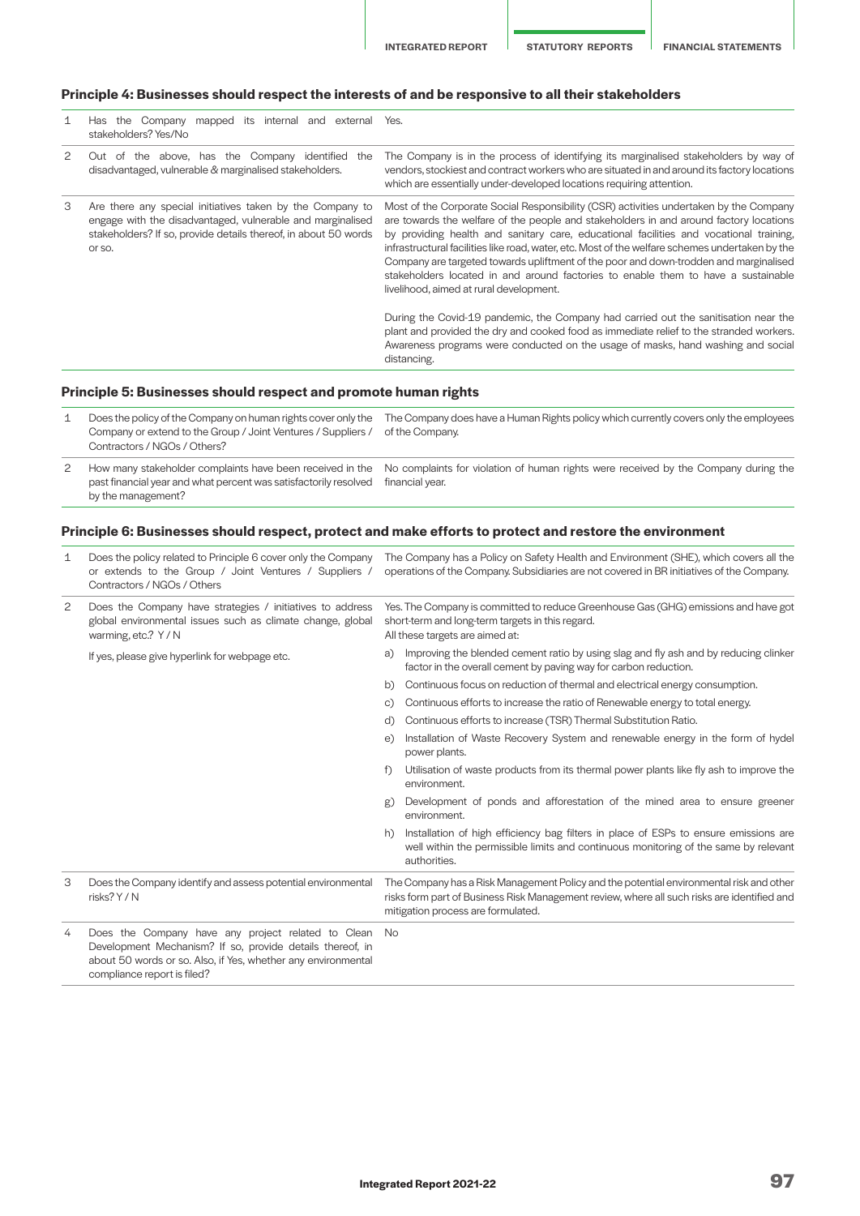### Principle 4: Businesses should respect the interests of and be responsive to all their stakeholders

| | | |
|---|---|---|
| 1 | Has the Company mapped its internal and external stakeholders? Yes/No | Yes. |
| 2 | Out of the above, has the Company identified the disadvantaged, vulnerable & marginalised stakeholders. | The Company is in the process of identifying its marginalised stakeholders by way of vendors, stockiest and contract workers who are situated in and around its factory locations which are essentially under-developed locations requiring attention. |
| 3 | Are there any special initiatives taken by the Company to engage with the disadvantaged, vulnerable and marginalised stakeholders? If so, provide details thereof, in about 50 words or so. | Most of the Corporate Social Responsibility (CSR) activities undertaken by the Company are towards the welfare of the people and stakeholders in and around factory locations by providing health and sanitary care, educational facilities and vocational training, infrastructural facilities like road, water, etc. Most of the welfare schemes undertaken by the Company are targeted towards upliftment of the poor and down-trodden and marginalised stakeholders located in and around factories to enable them to have a sustainable livelihood, aimed at rural development.<br><br>During the Covid-19 pandemic, the Company had carried out the sanitisation near the plant and provided the dry and cooked food as immediate relief to the stranded workers. Awareness programs were conducted on the usage of masks, hand washing and social distancing. |

### Principle 5: Businesses should respect and promote human rights

| | | |
|---|---|---|
| 1 | Does the policy of the Company on human rights cover only the Company or extend to the Group / Joint Ventures / Suppliers / Contractors / NGOs / Others? | The Company does have a Human Rights policy which currently covers only the employees of the Company. |
| 2 | How many stakeholder complaints have been received in the past financial year and what percent was satisfactorily resolved by the management? | No complaints for violation of human rights were received by the Company during the financial year. |

### Principle 6: Businesses should respect, protect and make efforts to protect and restore the environment

| | | |
|---|---|---|
| 1 | Does the policy related to Principle 6 cover only the Company or extends to the Group / Joint Ventures / Suppliers / Contractors / NGOs / Others | The Company has a Policy on Safety Health and Environment (SHE), which covers all the operations of the Company. Subsidiaries are not covered in BR initiatives of the Company. |
| 2 | Does the Company have strategies / initiatives to address global environmental issues such as climate change, global warming, etc.? Y / N<br><br>If yes, please give hyperlink for webpage etc. | Yes. The Company is committed to reduce Greenhouse Gas (GHG) emissions and have got short-term and long-term targets in this regard.<br>All these targets are aimed at:<br>a) Improving the blended cement ratio by using slag and fly ash and by reducing clinker factor in the overall cement by paving way for carbon reduction.<br>b) Continuous focus on reduction of thermal and electrical energy consumption.<br>c) Continuous efforts to increase the ratio of Renewable energy to total energy.<br>d) Continuous efforts to increase (TSR) Thermal Substitution Ratio.<br>e) Installation of Waste Recovery System and renewable energy in the form of hydel power plants.<br>f) Utilisation of waste products from its thermal power plants like fly ash to improve the environment.<br>g) Development of ponds and afforestation of the mined area to ensure greener environment.<br>h) Installation of high efficiency bag filters in place of ESPs to ensure emissions are well within the permissible limits and continuous monitoring of the same by relevant authorities. |
| 3 | Does the Company identify and assess potential environmental risks? Y / N | The Company has a Risk Management Policy and the potential environmental risk and other risks form part of Business Risk Management review, where all such risks are identified and mitigation process are formulated. |
| 4 | Does the Company have any project related to Clean Development Mechanism? If so, provide details thereof, in about 50 words or so. Also, if Yes, whether any environmental compliance report is filed? | No |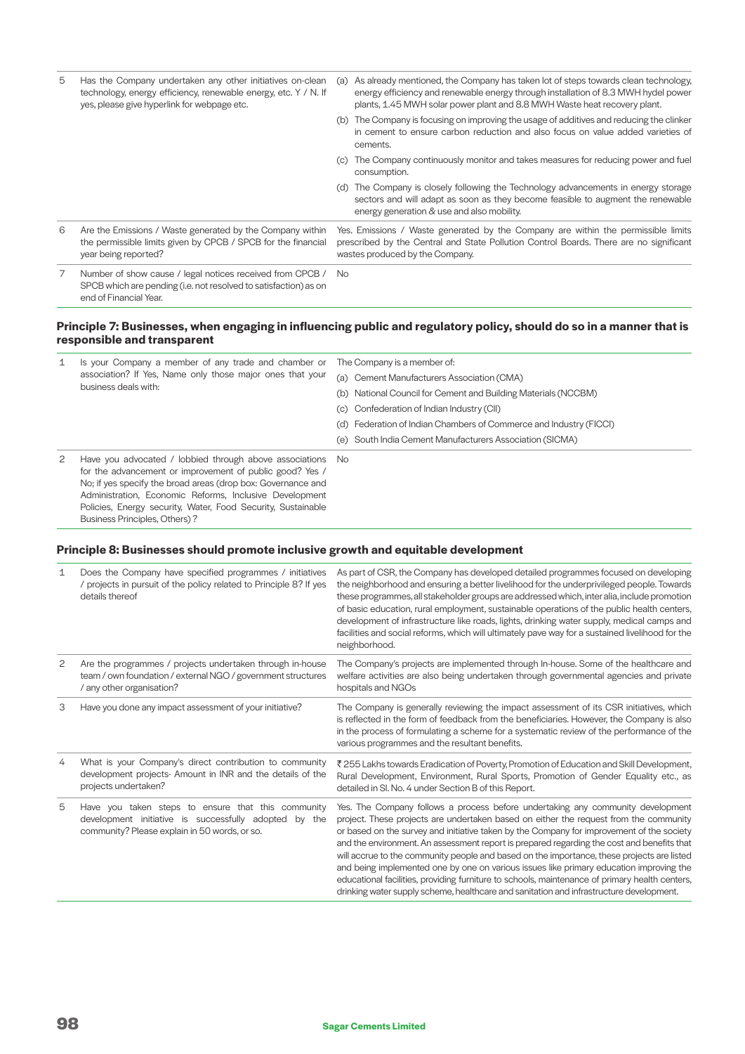| 5 | Has the Company undertaken any other initiatives on-clean technology, energy efficiency, renewable energy, etc. Y / N. If yes, please give hyperlink for webpage etc. | (a) As already mentioned, the Company has taken lot of steps towards clean technology, energy efficiency and renewable energy through installation of 8.3 MWH hydel power plants, 1.45 MWH solar power plant and 8.8 MWH Waste heat recovery plant.<br>(b) The Company is focusing on improving the usage of additives and reducing the clinker in cement to ensure carbon reduction and also focus on value added varieties of cements.<br>(c) The Company continuously monitor and takes measures for reducing power and fuel consumption.<br>(d) The Company is closely following the Technology advancements in energy storage sectors and will adapt as soon as they become feasible to augment the renewable energy generation & use and also mobility. |
|---|---|---|
| 6 | Are the Emissions / Waste generated by the Company within the permissible limits given by CPCB / SPCB for the financial year being reported? | Yes. Emissions / Waste generated by the Company are within the permissible limits prescribed by the Central and State Pollution Control Boards. There are no significant wastes produced by the Company. |
| 7 | Number of show cause / legal notices received from CPCB / SPCB which are pending (i.e. not resolved to satisfaction) as on end of Financial Year. | No |

### Principle 7: Businesses, when engaging in influencing public and regulatory policy, should do so in a manner that is responsible and transparent

| 1 | Is your Company a member of any trade and chamber or association? If Yes, Name only those major ones that your business deals with: | The Company is a member of:<br>(a) Cement Manufacturers Association (CMA)<br>(b) National Council for Cement and Building Materials (NCCBM)<br>(c) Confederation of Indian Industry (CII)<br>(d) Federation of Indian Chambers of Commerce and Industry (FICCI)<br>(e) South India Cement Manufacturers Association (SICMA) |
|---|---|---|
| 2 | Have you advocated / lobbied through above associations for the advancement or improvement of public good? Yes / No; if yes specify the broad areas (drop box: Governance and Administration, Economic Reforms, Inclusive Development Policies, Energy security, Water, Food Security, Sustainable Business Principles, Others)? | No |

### Principle 8: Businesses should promote inclusive growth and equitable development

| 1 | Does the Company have specified programmes / initiatives / projects in pursuit of the policy related to Principle 8? If yes details thereof | As part of CSR, the Company has developed detailed programmes focused on developing the neighborhood and ensuring a better livelihood for the underprivileged people. Towards these programmes, all stakeholder groups are addressed which, inter alia, include promotion of basic education, rural employment, sustainable operations of the public health centers, development of infrastructure like roads, lights, drinking water supply, medical camps and facilities and social reforms, which will ultimately pave way for a sustained livelihood for the neighborhood. |
|---|---|---|
| 2 | Are the programmes / projects undertaken through in-house team / own foundation / external NGO / government structures / any other organisation? | The Company's projects are implemented through In-house. Some of the healthcare and welfare activities are also being undertaken through governmental agencies and private hospitals and NGOs |
| 3 | Have you done any impact assessment of your initiative? | The Company is generally reviewing the impact assessment of its CSR initiatives, which is reflected in the form of feedback from the beneficiaries. However, the Company is also in the process of formulating a scheme for a systematic review of the performance of the various programmes and the resultant benefits. |
| 4 | What is your Company's direct contribution to community development projects- Amount in INR and the details of the projects undertaken? | ₹ 255 Lakhs towards Eradication of Poverty, Promotion of Education and Skill Development, Rural Development, Environment, Rural Sports, Promotion of Gender Equality etc., as detailed in Sl. No. 4 under Section B of this Report. |
| 5 | Have you taken steps to ensure that this community development initiative is successfully adopted by the community? Please explain in 50 words, or so. | Yes. The Company follows a process before undertaking any community development project. These projects are undertaken based on either the request from the community or based on the survey and initiative taken by the Company for improvement of the society and the environment. An assessment report is prepared regarding the cost and benefits that will accrue to the community people and based on the importance, these projects are listed and being implemented one by one on various issues like primary education improving the educational facilities, providing furniture to schools, maintenance of primary health centers, drinking water supply scheme, healthcare and sanitation and infrastructure development. |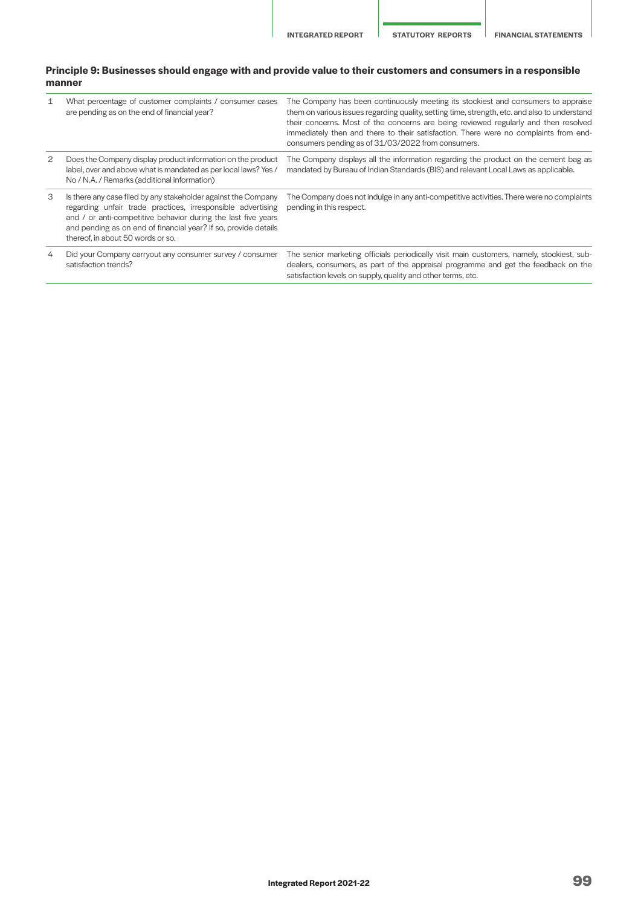## Principle 9: Businesses should engage with and provide value to their customers and consumers in a responsible manner

| | | |
|---|---|---|
| 1 | What percentage of customer complaints / consumer cases are pending as on the end of financial year? | The Company has been continuously meeting its stockiest and consumers to appraise them on various issues regarding quality, setting time, strength, etc. and also to understand their concerns. Most of the concerns are being reviewed regularly and then resolved immediately then and there to their satisfaction. There were no complaints from end-consumers pending as of 31/03/2022 from consumers. |
| 2 | Does the Company display product information on the product label, over and above what is mandated as per local laws? Yes / No / N.A. / Remarks (additional information) | The Company displays all the information regarding the product on the cement bag as mandated by Bureau of Indian Standards (BIS) and relevant Local Laws as applicable. |
| 3 | Is there any case filed by any stakeholder against the Company regarding unfair trade practices, irresponsible advertising and / or anti-competitive behavior during the last five years and pending as on end of financial year? If so, provide details thereof, in about 50 words or so. | The Company does not indulge in any anti-competitive activities. There were no complaints pending in this respect. |
| 4 | Did your Company carryout any consumer survey / consumer satisfaction trends? | The senior marketing officials periodically visit main customers, namely, stockiest, sub-dealers, consumers, as part of the appraisal programme and get the feedback on the satisfaction levels on supply, quality and other terms, etc. |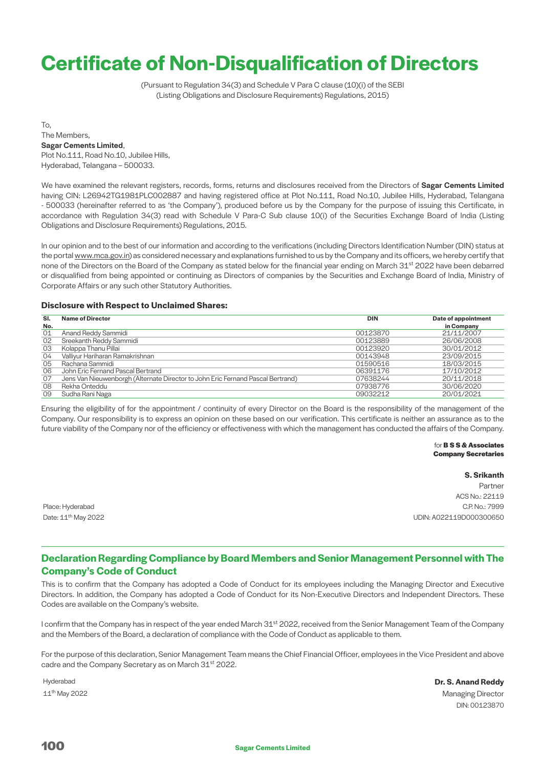// Certificate of Non-Disqualification of Directors

(Pursuant to Regulation 34(3) and Schedule V Para C clause (10)(i) of the SEBI (Listing Obligations and Disclosure Requirements) Regulations, 2015)

To,
The Members,
**Sagar Cements Limited**,
Plot No.111, Road No.10, Jubilee Hills,
Hyderabad, Telangana – 500033.

We have examined the relevant registers, records, forms, returns and disclosures received from the Directors of **Sagar Cements Limited** having CIN: L26942TG1981PLC002887 and having registered office at Plot No.111, Road No.10, Jubilee Hills, Hyderabad, Telangana - 500033 (hereinafter referred to as 'the Company'), produced before us by the Company for the purpose of issuing this Certificate, in accordance with Regulation 34(3) read with Schedule V Para-C Sub clause 10(i) of the Securities Exchange Board of India (Listing Obligations and Disclosure Requirements) Regulations, 2015.

In our opinion and to the best of our information and according to the verifications (including Directors Identification Number (DIN) status at the portal www.mca.gov.in) as considered necessary and explanations furnished to us by the Company and its officers, we hereby certify that none of the Directors on the Board of the Company as stated below for the financial year ending on March 31st 2022 have been debarred or disqualified from being appointed or continuing as Directors of companies by the Securities and Exchange Board of India, Ministry of Corporate Affairs or any such other Statutory Authorities.

### Disclosure with Respect to Unclaimed Shares:

| Sl. No. | Name of Director | DIN | Date of appointment in Company |
|---|---|---|---|
| 01 | Anand Reddy Sammidi | 00123870 | 21/11/2007 |
| 02 | Sreekanth Reddy Sammidi | 00123889 | 26/06/2008 |
| 03 | Kolappa Thanu Pillai | 00123920 | 30/01/2012 |
| 04 | Valliyur Hariharan Ramakrishnan | 00143948 | 23/09/2015 |
| 05 | Rachana Sammidi | 01590516 | 18/03/2015 |
| 06 | John Eric Fernand Pascal Bertrand | 06391176 | 17/10/2012 |
| 07 | Jens Van Nieuwenborgh (Alternate Director to John Eric Fernand Pascal Bertrand) | 07638244 | 20/11/2018 |
| 08 | Rekha Onteddu | 07938776 | 30/06/2020 |
| 09 | Sudha Rani Naga | 09032212 | 20/01/2021 |

Ensuring the eligibility of for the appointment / continuity of every Director on the Board is the responsibility of the management of the Company. Our responsibility is to express an opinion on these based on our verification. This certificate is neither an assurance as to the future viability of the Company nor of the efficiency or effectiveness with which the management has conducted the affairs of the Company.

for **B S S & Associates**
**Company Secretaries**

**S. Srikanth**
Partner
ACS No.: 22119
C.P. No.: 7999
UDIN: A022119D000300650

Place: Hyderabad
Date: 11th May 2022

## Declaration Regarding Compliance by Board Members and Senior Management Personnel with The Company's Code of Conduct

This is to confirm that the Company has adopted a Code of Conduct for its employees including the Managing Director and Executive Directors. In addition, the Company has adopted a Code of Conduct for its Non-Executive Directors and Independent Directors. These Codes are available on the Company's website.

I confirm that the Company has in respect of the year ended March 31st 2022, received from the Senior Management Team of the Company and the Members of the Board, a declaration of compliance with the Code of Conduct as applicable to them.

For the purpose of this declaration, Senior Management Team means the Chief Financial Officer, employees in the Vice President and above cadre and the Company Secretary as on March 31st 2022.

Hyderabad
11th May 2022

**Dr. S. Anand Reddy**
Managing Director
DIN: 00123870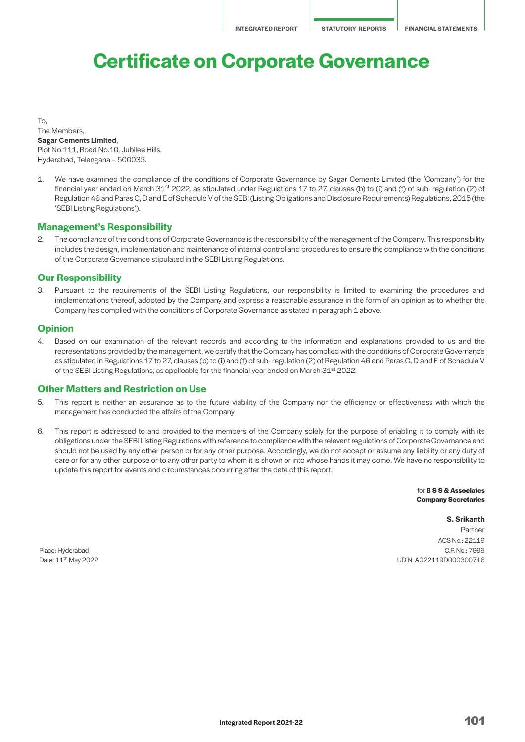# Certificate on Corporate Governance

To,
The Members,
**Sagar Cements Limited**,
Plot No.111, Road No.10, Jubilee Hills,
Hyderabad, Telangana – 500033.

1. We have examined the compliance of the conditions of Corporate Governance by Sagar Cements Limited (the 'Company') for the financial year ended on March 31st 2022, as stipulated under Regulations 17 to 27, clauses (b) to (i) and (t) of sub- regulation (2) of Regulation 46 and Paras C, D and E of Schedule V of the SEBI (Listing Obligations and Disclosure Requirements) Regulations, 2015 (the 'SEBI Listing Regulations').

## Management's Responsibility

2. The compliance of the conditions of Corporate Governance is the responsibility of the management of the Company. This responsibility includes the design, implementation and maintenance of internal control and procedures to ensure the compliance with the conditions of the Corporate Governance stipulated in the SEBI Listing Regulations.

## Our Responsibility

3. Pursuant to the requirements of the SEBI Listing Regulations, our responsibility is limited to examining the procedures and implementations thereof, adopted by the Company and express a reasonable assurance in the form of an opinion as to whether the Company has complied with the conditions of Corporate Governance as stated in paragraph 1 above.

## Opinion

4. Based on our examination of the relevant records and according to the information and explanations provided to us and the representations provided by the management, we certify that the Company has complied with the conditions of Corporate Governance as stipulated in Regulations 17 to 27, clauses (b) to (i) and (t) of sub- regulation (2) of Regulation 46 and Paras C, D and E of Schedule V of the SEBI Listing Regulations, as applicable for the financial year ended on March 31st 2022.

## Other Matters and Restriction on Use

5. This report is neither an assurance as to the future viability of the Company nor the efficiency or effectiveness with which the management has conducted the affairs of the Company

6. This report is addressed to and provided to the members of the Company solely for the purpose of enabling it to comply with its obligations under the SEBI Listing Regulations with reference to compliance with the relevant regulations of Corporate Governance and should not be used by any other person or for any other purpose. Accordingly, we do not accept or assume any liability or any duty of care or for any other purpose or to any other party to whom it is shown or into whose hands it may come. We have no responsibility to update this report for events and circumstances occurring after the date of this report.

for **B S S & Associates**
**Company Secretaries**

**S. Srikanth**
Partner
ACS No.: 22119
C.P. No.: 7999
UDIN: A022119D000300716

Place: Hyderabad
Date: 11th May 2022